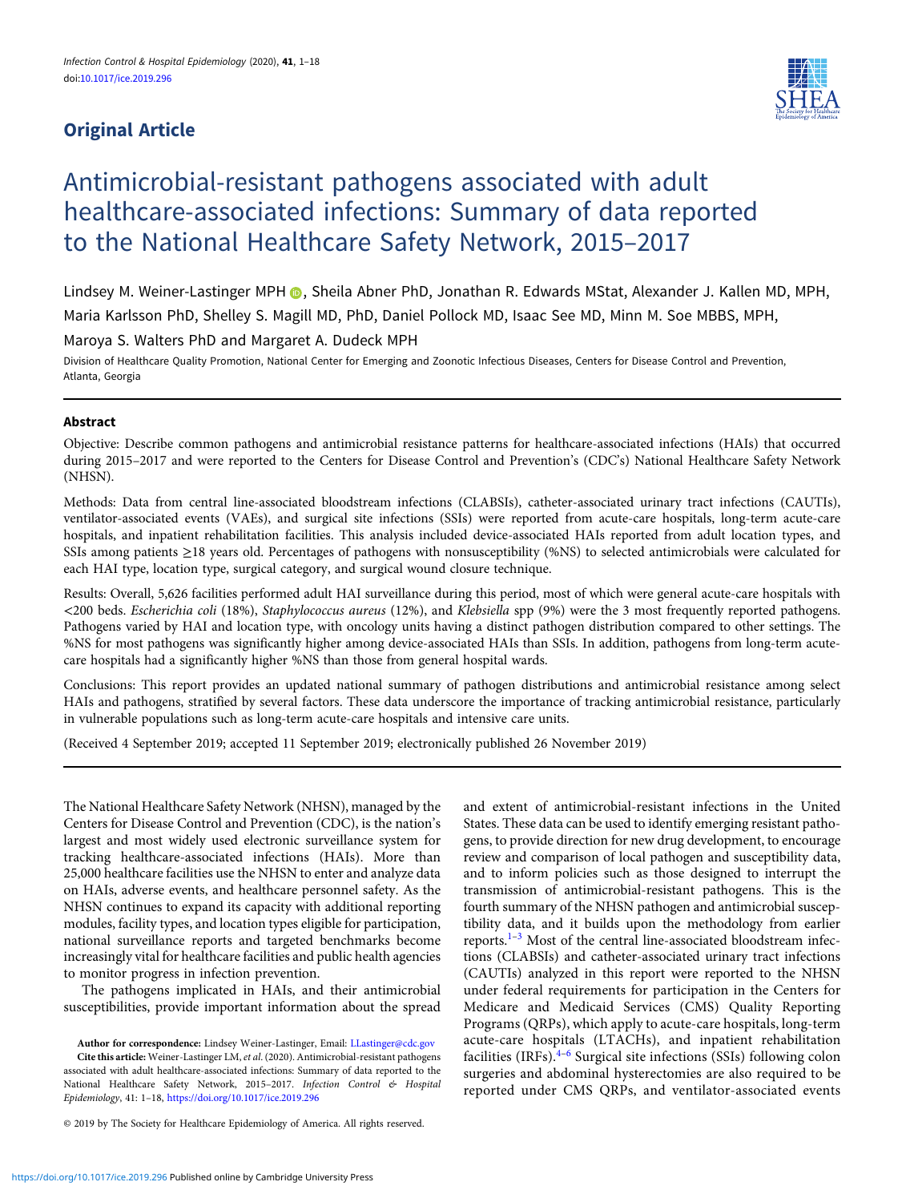Original Article

# Antimicrobial-resistant pathogens associated with adult healthcare-associated infections: Summary of data reported to the National Healthcare Safety Network, 2015–2017

Lindsey M. Weiner-Lastinger MPH, Sheila Abner PhD, Jonathan R. Edwards MStat, Alexander J. Kallen MD, MPH, Maria Karlsson PhD, Shelley S. Magill MD, PhD, Daniel Pollock MD, Isaac See MD, Minn M. Soe MBBS, MPH, Maroya S. Walters PhD and Margaret A. Dudeck MPH

Division of Healthcare Quality Promotion, National Center for Emerging and Zoonotic Infectious Diseases, Centers for Disease Control and Prevention, Atlanta, Georgia

## Abstract

Objective: Describe common pathogens and antimicrobial resistance patterns for healthcare-associated infections (HAIs) that occurred during 2015–2017 and were reported to the Centers for Disease Control and Prevention's (CDC's) National Healthcare Safety Network (NHSN).

Methods: Data from central line-associated bloodstream infections (CLABSIs), catheter-associated urinary tract infections (CAUTIs), ventilator-associated events (VAEs), and surgical site infections (SSIs) were reported from acute-care hospitals, long-term acute-care hospitals, and inpatient rehabilitation facilities. This analysis included device-associated HAIs reported from adult location types, and SSIs among patients ≥18 years old. Percentages of pathogens with nonsusceptibility (%NS) to selected antimicrobials were calculated for each HAI type, location type, surgical category, and surgical wound closure technique.

Results: Overall, 5,626 facilities performed adult HAI surveillance during this period, most of which were general acute-care hospitals with <200 beds. *Escherichia coli* (18%), *Staphylococcus aureus* (12%), and *Klebsiella* spp (9%) were the 3 most frequently reported pathogens. Pathogens varied by HAI and location type, with oncology units having a distinct pathogen distribution compared to other settings. The %NS for most pathogens was significantly higher among device-associated HAIs than SSIs. In addition, pathogens from long-term acute-care hospitals had a significantly higher %NS than those from general hospital wards.

Conclusions: This report provides an updated national summary of pathogen distributions and antimicrobial resistance among select HAIs and pathogens, stratified by several factors. These data underscore the importance of tracking antimicrobial resistance, particularly in vulnerable populations such as long-term acute-care hospitals and intensive care units.

(Received 4 September 2019; accepted 11 September 2019; electronically published 26 November 2019)

The National Healthcare Safety Network (NHSN), managed by the Centers for Disease Control and Prevention (CDC), is the nation's largest and most widely used electronic surveillance system for tracking healthcare-associated infections (HAIs). More than 25,000 healthcare facilities use the NHSN to enter and analyze data on HAIs, adverse events, and healthcare personnel safety. As the NHSN continues to expand its capacity with additional reporting modules, facility types, and location types eligible for participation, national surveillance reports and targeted benchmarks become increasingly vital for healthcare facilities and public health agencies to monitor progress in infection prevention.

The pathogens implicated in HAIs, and their antimicrobial susceptibilities, provide important information about the spread and extent of antimicrobial-resistant infections in the United States. These data can be used to identify emerging resistant pathogens, to provide direction for new drug development, to encourage review and comparison of local pathogen and susceptibility data, and to inform policies such as those designed to interrupt the transmission of antimicrobial-resistant pathogens. This is the fourth summary of the NHSN pathogen and antimicrobial susceptibility data, and it builds upon the methodology from earlier reports.[1–3] Most of the central line-associated bloodstream infections (CLABSIs) and catheter-associated urinary tract infections (CAUTIs) analyzed in this report were reported to the NHSN under federal requirements for participation in the Centers for Medicare and Medicaid Services (CMS) Quality Reporting Programs (QRPs), which apply to acute-care hospitals, long-term acute-care hospitals (LTACHs), and inpatient rehabilitation facilities (IRFs).[4–6] Surgical site infections (SSIs) following colon surgeries and abdominal hysterectomies are also required to be reported under CMS QRPs, and ventilator-associated events

**Author for correspondence:** Lindsey Weiner-Lastinger, Email: LLastinger@cdc.gov

**Cite this article:** Weiner-Lastinger LM, *et al.* (2020). Antimicrobial-resistant pathogens associated with adult healthcare-associated infections: Summary of data reported to the National Healthcare Safety Network, 2015–2017. *Infection Control & Hospital Epidemiology*, 41: 1–18, https://doi.org/10.1017/ice.2019.296

© 2019 by The Society for Healthcare Epidemiology of America. All rights reserved.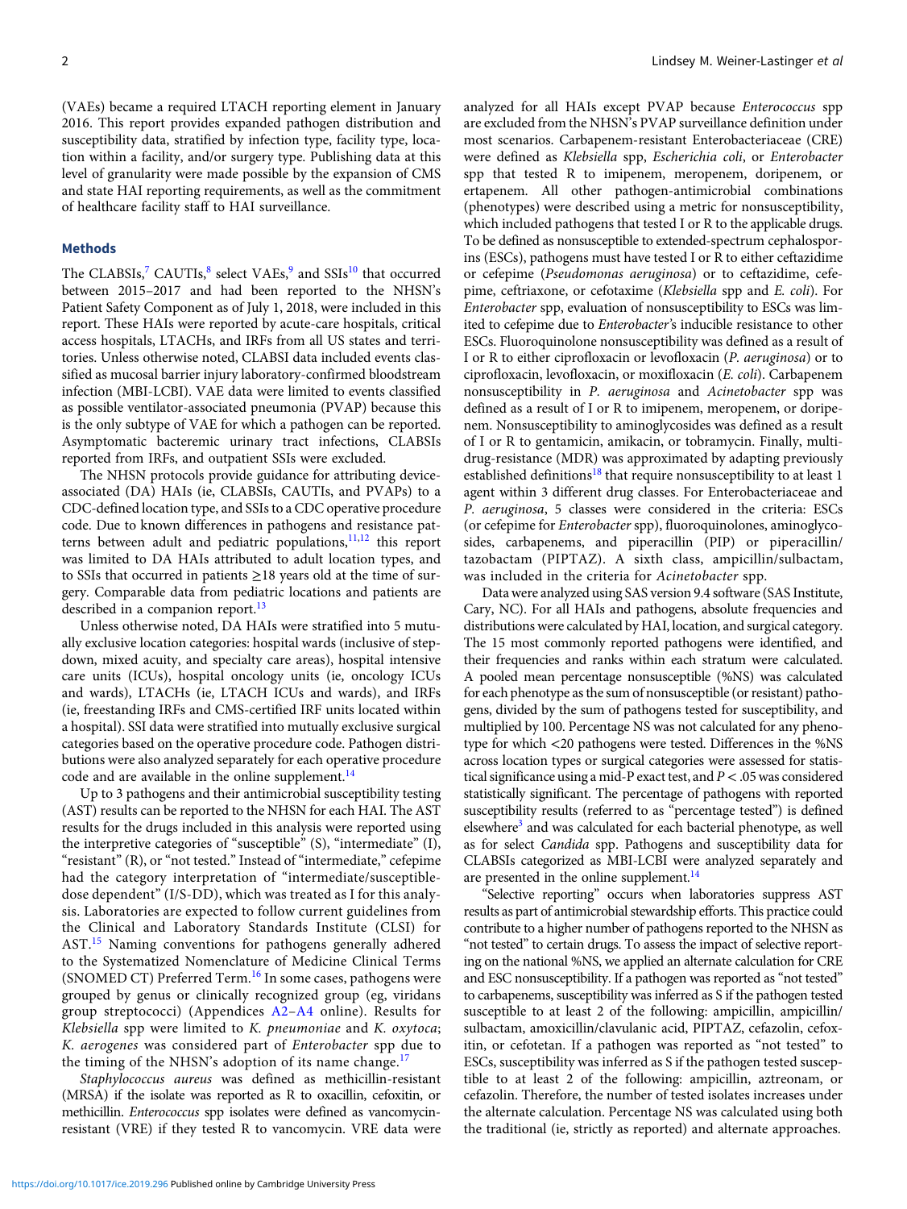(VAEs) became a required LTACH reporting element in January 2016. This report provides expanded pathogen distribution and susceptibility data, stratified by infection type, facility type, location within a facility, and/or surgery type. Publishing data at this level of granularity were made possible by the expansion of CMS and state HAI reporting requirements, as well as the commitment of healthcare facility staff to HAI surveillance.

## Methods

The CLABSIs,[7] CAUTIs,[8] select VAEs,[9] and SSIs[10] that occurred between 2015–2017 and had been reported to the NHSN's Patient Safety Component as of July 1, 2018, were included in this report. These HAIs were reported by acute-care hospitals, critical access hospitals, LTACHs, and IRFs from all US states and territories. Unless otherwise noted, CLABSI data included events classified as mucosal barrier injury laboratory-confirmed bloodstream infection (MBI-LCBI). VAE data were limited to events classified as possible ventilator-associated pneumonia (PVAP) because this is the only subtype of VAE for which a pathogen can be reported. Asymptomatic bacteremic urinary tract infections, CLABSIs reported from IRFs, and outpatient SSIs were excluded.

The NHSN protocols provide guidance for attributing device-associated (DA) HAIs (ie, CLABSIs, CAUTIs, and PVAPs) to a CDC-defined location type, and SSIs to a CDC operative procedure code. Due to known differences in pathogens and resistance patterns between adult and pediatric populations,[11,12] this report was limited to DA HAIs attributed to adult location types, and to SSIs that occurred in patients ≥18 years old at the time of surgery. Comparable data from pediatric locations and patients are described in a companion report.[13]

Unless otherwise noted, DA HAIs were stratified into 5 mutually exclusive location categories: hospital wards (inclusive of step-down, mixed acuity, and specialty care areas), hospital intensive care units (ICUs), hospital oncology units (ie, oncology ICUs and wards), LTACHs (ie, LTACH ICUs and wards), and IRFs (ie, freestanding IRFs and CMS-certified IRF units located within a hospital). SSI data were stratified into mutually exclusive surgical categories based on the operative procedure code. Pathogen distributions were also analyzed separately for each operative procedure code and are available in the online supplement.[14]

Up to 3 pathogens and their antimicrobial susceptibility testing (AST) results can be reported to the NHSN for each HAI. The AST results for the drugs included in this analysis were reported using the interpretive categories of "susceptible" (S), "intermediate" (I), "resistant" (R), or "not tested." Instead of "intermediate," cefepime had the category interpretation of "intermediate/susceptible-dose dependent" (I/S-DD), which was treated as I for this analysis. Laboratories are expected to follow current guidelines from the Clinical and Laboratory Standards Institute (CLSI) for AST.[15] Naming conventions for pathogens generally adhered to the Systematized Nomenclature of Medicine Clinical Terms (SNOMED CT) Preferred Term.[16] In some cases, pathogens were grouped by genus or clinically recognized group (eg, viridans group streptococci) (Appendices A2–A4 online). Results for *Klebsiella* spp were limited to *K. pneumoniae* and *K. oxytoca*; *K. aerogenes* was considered part of *Enterobacter* spp due to the timing of the NHSN's adoption of its name change.[17]

*Staphylococcus aureus* was defined as methicillin-resistant (MRSA) if the isolate was reported as R to oxacillin, cefoxitin, or methicillin. *Enterococcus* spp isolates were defined as vancomycin-resistant (VRE) if they tested R to vancomycin. VRE data were analyzed for all HAIs except PVAP because *Enterococcus* spp are excluded from the NHSN's PVAP surveillance definition under most scenarios. Carbapenem-resistant Enterobacteriaceae (CRE) were defined as *Klebsiella* spp, *Escherichia coli*, or *Enterobacter* spp that tested R to imipenem, meropenem, doripenem, or ertapenem. All other pathogen-antimicrobial combinations (phenotypes) were described using a metric for nonsusceptibility, which included pathogens that tested I or R to the applicable drugs. To be defined as nonsusceptible to extended-spectrum cephalosporins (ESCs), pathogens must have tested I or R to either ceftazidime or cefepime (*Pseudomonas aeruginosa*) or to ceftazidime, cefepime, ceftriaxone, or cefotaxime (*Klebsiella* spp and *E. coli*). For *Enterobacter* spp, evaluation of nonsusceptibility to ESCs was limited to cefepime due to *Enterobacter*'s inducible resistance to other ESCs. Fluoroquinolone nonsusceptibility was defined as a result of I or R to either ciprofloxacin or levofloxacin (*P. aeruginosa*) or to ciprofloxacin, levofloxacin, or moxifloxacin (*E. coli*). Carbapenem nonsusceptibility in *P. aeruginosa* and *Acinetobacter* spp was defined as a result of I or R to imipenem, meropenem, or doripenem. Nonsusceptibility to aminoglycosides was defined as a result of I or R to gentamicin, amikacin, or tobramycin. Finally, multidrug-resistance (MDR) was approximated by adapting previously established definitions[18] that require nonsusceptibility to at least 1 agent within 3 different drug classes. For Enterobacteriaceae and *P. aeruginosa*, 5 classes were considered in the criteria: ESCs (or cefepime for *Enterobacter* spp), fluoroquinolones, aminoglycosides, carbapenems, and piperacillin (PIP) or piperacillin/tazobactam (PIPTAZ). A sixth class, ampicillin/sulbactam, was included in the criteria for *Acinetobacter* spp.

Data were analyzed using SAS version 9.4 software (SAS Institute, Cary, NC). For all HAIs and pathogens, absolute frequencies and distributions were calculated by HAI, location, and surgical category. The 15 most commonly reported pathogens were identified, and their frequencies and ranks within each stratum were calculated. A pooled mean percentage nonsusceptible (%NS) was calculated for each phenotype as the sum of nonsusceptible (or resistant) pathogens, divided by the sum of pathogens tested for susceptibility, and multiplied by 100. Percentage NS was not calculated for any phenotype for which <20 pathogens were tested. Differences in the %NS across location types or surgical categories were assessed for statistical significance using a mid-P exact test, and $P < .05$ was considered statistically significant. The percentage of pathogens with reported susceptibility results (referred to as "percentage tested") is defined elsewhere[3] and was calculated for each bacterial phenotype, as well as for select *Candida* spp. Pathogens and susceptibility data for CLABSIs categorized as MBI-LCBI were analyzed separately and are presented in the online supplement.[14]

"Selective reporting" occurs when laboratories suppress AST results as part of antimicrobial stewardship efforts. This practice could contribute to a higher number of pathogens reported to the NHSN as "not tested" to certain drugs. To assess the impact of selective reporting on the national %NS, we applied an alternate calculation for CRE and ESC nonsusceptibility. If a pathogen was reported as "not tested" to carbapenems, susceptibility was inferred as S if the pathogen tested susceptible to at least 2 of the following: ampicillin, ampicillin/sulbactam, amoxicillin/clavulanic acid, PIPTAZ, cefazolin, cefoxitin, or cefotetan. If a pathogen was reported as "not tested" to ESCs, susceptibility was inferred as S if the pathogen tested susceptible to at least 2 of the following: ampicillin, aztreonam, or cefazolin. Therefore, the number of tested isolates increases under the alternate calculation. Percentage NS was calculated using both the traditional (ie, strictly as reported) and alternate approaches.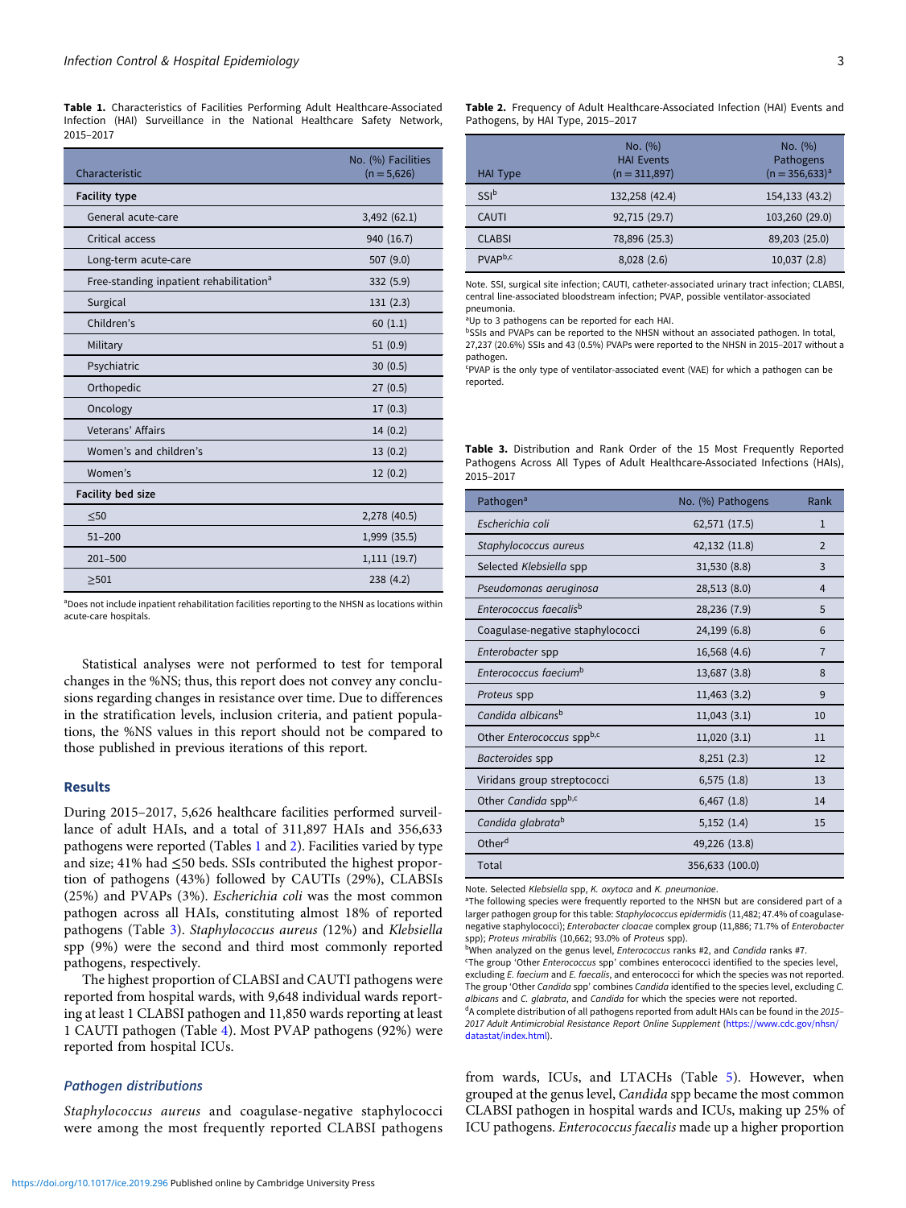**Table 1.** Characteristics of Facilities Performing Adult Healthcare-Associated Infection (HAI) Surveillance in the National Healthcare Safety Network, 2015–2017

| Characteristic | No. (%) Facilities (n = 5,626) |
|---|---|
| **Facility type** | |
| General acute-care | 3,492 (62.1) |
| Critical access | 940 (16.7) |
| Long-term acute-care | 507 (9.0) |
| Free-standing inpatient rehabilitation[a] | 332 (5.9) |
| Surgical | 131 (2.3) |
| Children's | 60 (1.1) |
| Military | 51 (0.9) |
| Psychiatric | 30 (0.5) |
| Orthopedic | 27 (0.5) |
| Oncology | 17 (0.3) |
| Veterans' Affairs | 14 (0.2) |
| Women's and children's | 13 (0.2) |
| Women's | 12 (0.2) |
| **Facility bed size** | |
| ≤50 | 2,278 (40.5) |
| 51–200 | 1,999 (35.5) |
| 201–500 | 1,111 (19.7) |
| ≥501 | 238 (4.2) |

[a]Does not include inpatient rehabilitation facilities reporting to the NHSN as locations within acute-care hospitals.

Statistical analyses were not performed to test for temporal changes in the %NS; thus, this report does not convey any conclusions regarding changes in resistance over time. Due to differences in the stratification levels, inclusion criteria, and patient populations, the %NS values in this report should not be compared to those published in previous iterations of this report.

## Results

During 2015–2017, 5,626 healthcare facilities performed surveillance of adult HAIs, and a total of 311,897 HAIs and 356,633 pathogens were reported (Tables 1 and 2). Facilities varied by type and size; 41% had ≤50 beds. SSIs contributed the highest proportion of pathogens (43%) followed by CAUTIs (29%), CLABSIs (25%) and PVAPs (3%). *Escherichia coli* was the most common pathogen across all HAIs, constituting almost 18% of reported pathogens (Table 3). *Staphylococcus aureus* (12%) and *Klebsiella* spp (9%) were the second and third most commonly reported pathogens, respectively.

The highest proportion of CLABSI and CAUTI pathogens were reported from hospital wards, with 9,648 individual wards reporting at least 1 CLABSI pathogen and 11,850 wards reporting at least 1 CAUTI pathogen (Table 4). Most PVAP pathogens (92%) were reported from hospital ICUs.

### Pathogen distributions

*Staphylococcus aureus* and coagulase-negative staphylococci were among the most frequently reported CLABSI pathogens from wards, ICUs, and LTACHs (Table 5). However, when grouped at the genus level, *Candida* spp became the most common CLABSI pathogen in hospital wards and ICUs, making up 25% of ICU pathogens. *Enterococcus faecalis* made up a higher proportion

**Table 2.** Frequency of Adult Healthcare-Associated Infection (HAI) Events and Pathogens, by HAI Type, 2015–2017

| HAI Type | No. (%) HAI Events (n = 311,897) | No. (%) Pathogens (n = 356,633)[a] |
|---|---|---|
| SSI[b] | 132,258 (42.4) | 154,133 (43.2) |
| CAUTI | 92,715 (29.7) | 103,260 (29.0) |
| CLABSI | 78,896 (25.3) | 89,203 (25.0) |
| PVAP[b,c] | 8,028 (2.6) | 10,037 (2.8) |

Note. SSI, surgical site infection; CAUTI, catheter-associated urinary tract infection; CLABSI, central line-associated bloodstream infection; PVAP, possible ventilator-associated pneumonia.
[a]Up to 3 pathogens can be reported for each HAI.
[b]SSIs and PVAPs can be reported to the NHSN without an associated pathogen. In total, 27,237 (20.6%) SSIs and 43 (0.5%) PVAPs were reported to the NHSN in 2015–2017 without a pathogen.
[c]PVAP is the only type of ventilator-associated event (VAE) for which a pathogen can be reported.

**Table 3.** Distribution and Rank Order of the 15 Most Frequently Reported Pathogens Across All Types of Adult Healthcare-Associated Infections (HAIs), 2015–2017

| Pathogen[a] | No. (%) Pathogens | Rank |
|---|---|---|
| *Escherichia coli* | 62,571 (17.5) | 1 |
| *Staphylococcus aureus* | 42,132 (11.8) | 2 |
| Selected *Klebsiella* spp | 31,530 (8.8) | 3 |
| *Pseudomonas aeruginosa* | 28,513 (8.0) | 4 |
| *Enterococcus faecalis*[b] | 28,236 (7.9) | 5 |
| Coagulase-negative staphylococci | 24,199 (6.8) | 6 |
| *Enterobacter* spp | 16,568 (4.6) | 7 |
| *Enterococcus faecium*[b] | 13,687 (3.8) | 8 |
| *Proteus* spp | 11,463 (3.2) | 9 |
| *Candida albicans*[b] | 11,043 (3.1) | 10 |
| Other *Enterococcus* spp[b,c] | 11,020 (3.1) | 11 |
| *Bacteroides* spp | 8,251 (2.3) | 12 |
| Viridans group streptococci | 6,575 (1.8) | 13 |
| Other *Candida* spp[b,c] | 6,467 (1.8) | 14 |
| *Candida glabrata*[b] | 5,152 (1.4) | 15 |
| Other[d] | 49,226 (13.8) | |
| Total | 356,633 (100.0) | |

Note. Selected *Klebsiella* spp, *K. oxytoca* and *K. pneumoniae*.
[a]The following species were frequently reported to the NHSN but are considered part of a larger pathogen group for this table: *Staphylococcus epidermidis* (11,482; 47.4% of coagulase-negative staphylococci); *Enterobacter cloacae* complex group (11,886; 71.7% of *Enterobacter* spp); *Proteus mirabilis* (10,662; 93.0% of *Proteus* spp).
[b]When analyzed on the genus level, *Enterococcus* ranks #2, and *Candida* ranks #7.
[c]The group 'Other *Enterococcus* spp' combines enterococci identified to the species level, excluding *E. faecium* and *E. faecalis*, and enterococci for which the species was not reported. The group 'Other *Candida* spp' combines *Candida* identified to the species level, excluding *C. albicans* and *C. glabrata*, and *Candida* for which the species were not reported.
[d]A complete distribution of all pathogens reported from adult HAIs can be found in the *2015–2017 Adult Antimicrobial Resistance Report Online Supplement* (https://www.cdc.gov/nhsn/datastat/index.html).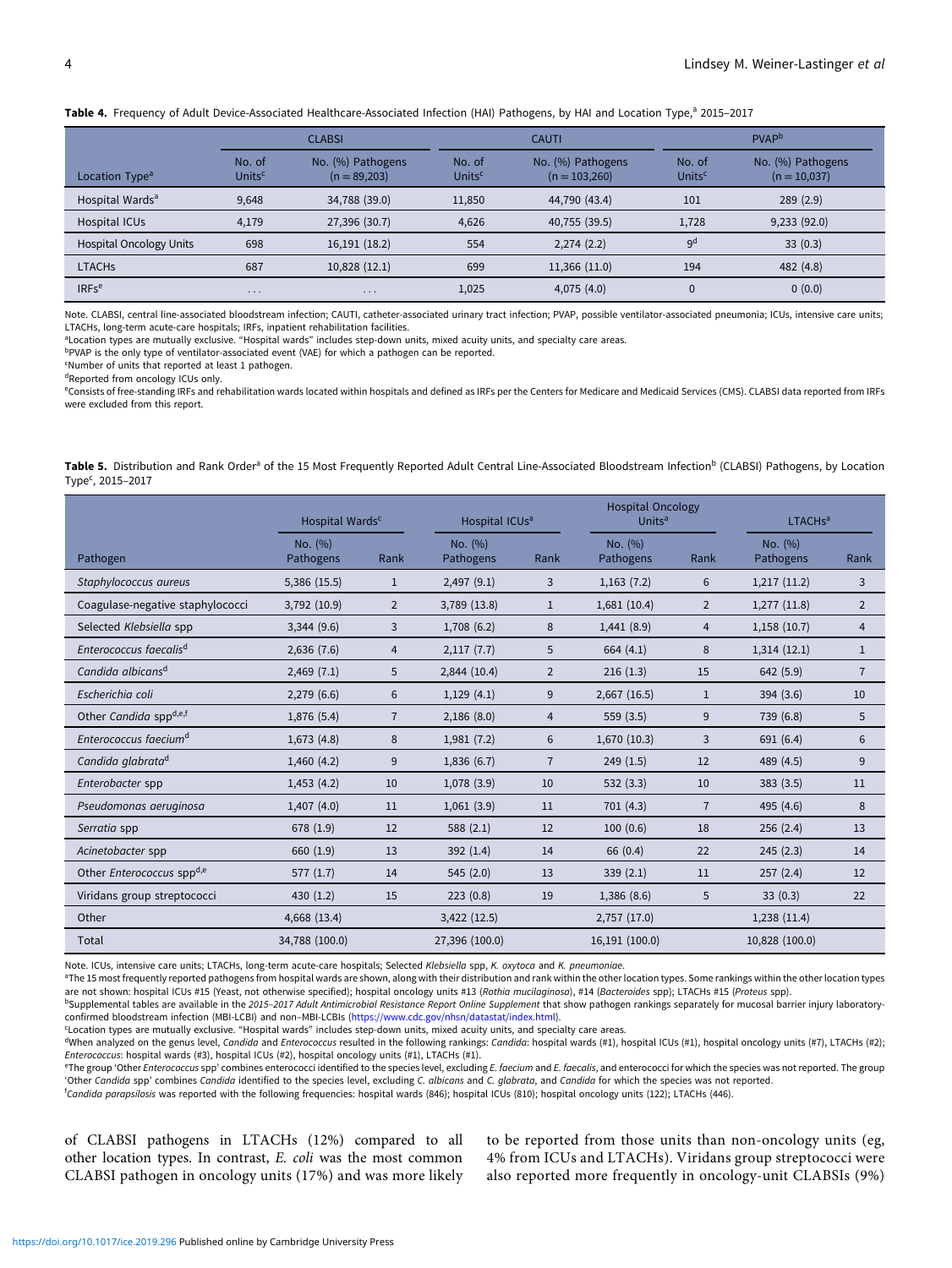**Table 4.** Frequency of Adult Device-Associated Healthcare-Associated Infection (HAI) Pathogens, by HAI and Location Type,[a] 2015–2017

| | CLABSI | | CAUTI | | PVAP[b] | |
|---|---|---|---|---|---|---|
| Location Type[a] | No. of Units[c] | No. (%) Pathogens (n = 89,203) | No. of Units[c] | No. (%) Pathogens (n = 103,260) | No. of Units[c] | No. (%) Pathogens (n = 10,037) |
| Hospital Wards[a] | 9,648 | 34,788 (39.0) | 11,850 | 44,790 (43.4) | 101 | 289 (2.9) |
| Hospital ICUs | 4,179 | 27,396 (30.7) | 4,626 | 40,755 (39.5) | 1,728 | 9,233 (92.0) |
| Hospital Oncology Units | 698 | 16,191 (18.2) | 554 | 2,274 (2.2) | 9[d] | 33 (0.3) |
| LTACHs | 687 | 10,828 (12.1) | 699 | 11,366 (11.0) | 194 | 482 (4.8) |
| IRFs[e] | ... | ... | 1,025 | 4,075 (4.0) | 0 | 0 (0.0) |

Note. CLABSI, central line-associated bloodstream infection; CAUTI, catheter-associated urinary tract infection; PVAP, possible ventilator-associated pneumonia; ICUs, intensive care units; LTACHs, long-term acute-care hospitals; IRFs, inpatient rehabilitation facilities.
[a]Location types are mutually exclusive. "Hospital wards" includes step-down units, mixed acuity units, and specialty care areas.
[b]PVAP is the only type of ventilator-associated event (VAE) for which a pathogen can be reported.
[c]Number of units that reported at least 1 pathogen.
[d]Reported from oncology ICUs only.
[e]Consists of free-standing IRFs and rehabilitation wards located within hospitals and defined as IRFs per the Centers for Medicare and Medicaid Services (CMS). CLABSI data reported from IRFs were excluded from this report.

**Table 5.** Distribution and Rank Order[a] of the 15 Most Frequently Reported Adult Central Line-Associated Bloodstream Infection[b] (CLABSI) Pathogens, by Location Type[c], 2015–2017

| | Hospital Wards[c] | | Hospital ICUs[a] | | Hospital Oncology Units[a] | | LTACHs[a] | |
|---|---|---|---|---|---|---|---|---|
| Pathogen | No. (%) Pathogens | Rank | No. (%) Pathogens | Rank | No. (%) Pathogens | Rank | No. (%) Pathogens | Rank |
| *Staphylococcus aureus* | 5,386 (15.5) | 1 | 2,497 (9.1) | 3 | 1,163 (7.2) | 6 | 1,217 (11.2) | 3 |
| Coagulase-negative staphylococci | 3,792 (10.9) | 2 | 3,789 (13.8) | 1 | 1,681 (10.4) | 2 | 1,277 (11.8) | 2 |
| Selected *Klebsiella* spp | 3,344 (9.6) | 3 | 1,708 (6.2) | 8 | 1,441 (8.9) | 4 | 1,158 (10.7) | 4 |
| *Enterococcus faecalis*[d] | 2,636 (7.6) | 4 | 2,117 (7.7) | 5 | 664 (4.1) | 8 | 1,314 (12.1) | 1 |
| *Candida albicans*[d] | 2,469 (7.1) | 5 | 2,844 (10.4) | 2 | 216 (1.3) | 15 | 642 (5.9) | 7 |
| *Escherichia coli* | 2,279 (6.6) | 6 | 1,129 (4.1) | 9 | 2,667 (16.5) | 1 | 394 (3.6) | 10 |
| Other *Candida* spp[d,e,f] | 1,876 (5.4) | 7 | 2,186 (8.0) | 4 | 559 (3.5) | 9 | 739 (6.8) | 5 |
| *Enterococcus faecium*[d] | 1,673 (4.8) | 8 | 1,981 (7.2) | 6 | 1,670 (10.3) | 3 | 691 (6.4) | 6 |
| *Candida glabrata*[d] | 1,460 (4.2) | 9 | 1,836 (6.7) | 7 | 249 (1.5) | 12 | 489 (4.5) | 9 |
| *Enterobacter* spp | 1,453 (4.2) | 10 | 1,078 (3.9) | 10 | 532 (3.3) | 10 | 383 (3.5) | 11 |
| *Pseudomonas aeruginosa* | 1,407 (4.0) | 11 | 1,061 (3.9) | 11 | 701 (4.3) | 7 | 495 (4.6) | 8 |
| *Serratia* spp | 678 (1.9) | 12 | 588 (2.1) | 12 | 100 (0.6) | 18 | 256 (2.4) | 13 |
| *Acinetobacter* spp | 660 (1.9) | 13 | 392 (1.4) | 14 | 66 (0.4) | 22 | 245 (2.3) | 14 |
| Other *Enterococcus* spp[d,e] | 577 (1.7) | 14 | 545 (2.0) | 13 | 339 (2.1) | 11 | 257 (2.4) | 12 |
| Viridans group streptococci | 430 (1.2) | 15 | 223 (0.8) | 19 | 1,386 (8.6) | 5 | 33 (0.3) | 22 |
| Other | 4,668 (13.4) | | 3,422 (12.5) | | 2,757 (17.0) | | 1,238 (11.4) | |
| Total | 34,788 (100.0) | | 27,396 (100.0) | | 16,191 (100.0) | | 10,828 (100.0) | |

Note. ICUs, intensive care units; LTACHs, long-term acute-care hospitals; Selected *Klebsiella* spp, *K. oxytoca* and *K. pneumoniae*.
[a]The 15 most frequently reported pathogens from hospital wards are shown, along with their distribution and rank within the other location types. Some rankings within the other location types are not shown: hospital ICUs #15 (Yeast, not otherwise specified); hospital oncology units #13 (*Rothia mucilaginosa*), #14 (*Bacteroides* spp); LTACHs #15 (*Proteus* spp).
[b]Supplemental tables are available in the *2015–2017 Adult Antimicrobial Resistance Report Online Supplement* that show pathogen rankings separately for mucosal barrier injury laboratory-confirmed bloodstream infection (MBI-LCBI) and non–MBI-LCBIs (https://www.cdc.gov/nhsn/datastat/index.html).
[c]Location types are mutually exclusive. "Hospital wards" includes step-down units, mixed acuity units, and specialty care areas.
[d]When analyzed on the genus level, *Candida* and *Enterococcus* resulted in the following rankings: *Candida*: hospital wards (#1), hospital ICUs (#1), hospital oncology units (#7), LTACHs (#2); *Enterococcus*: hospital wards (#3), hospital ICUs (#2), hospital oncology units (#1), LTACHs (#1).
[e]The group 'Other *Enterococcus* spp' combines enterococci identified to the species level, excluding *E. faecium* and *E. faecalis*, and enterococci for which the species was not reported. The group 'Other *Candida* spp' combines *Candida* identified to the species level, excluding *C. albicans* and *C. glabrata*, and *Candida* for which the species was not reported.
[f]*Candida parapsilosis* was reported with the following frequencies: hospital wards (846); hospital ICUs (810); hospital oncology units (122); LTACHs (446).

of CLABSI pathogens in LTACHs (12%) compared to all other location types. In contrast, *E. coli* was the most common CLABSI pathogen in oncology units (17%) and was more likely to be reported from those units than non-oncology units (eg, 4% from ICUs and LTACHs). Viridans group streptococci were also reported more frequently in oncology-unit CLABSIs (9%)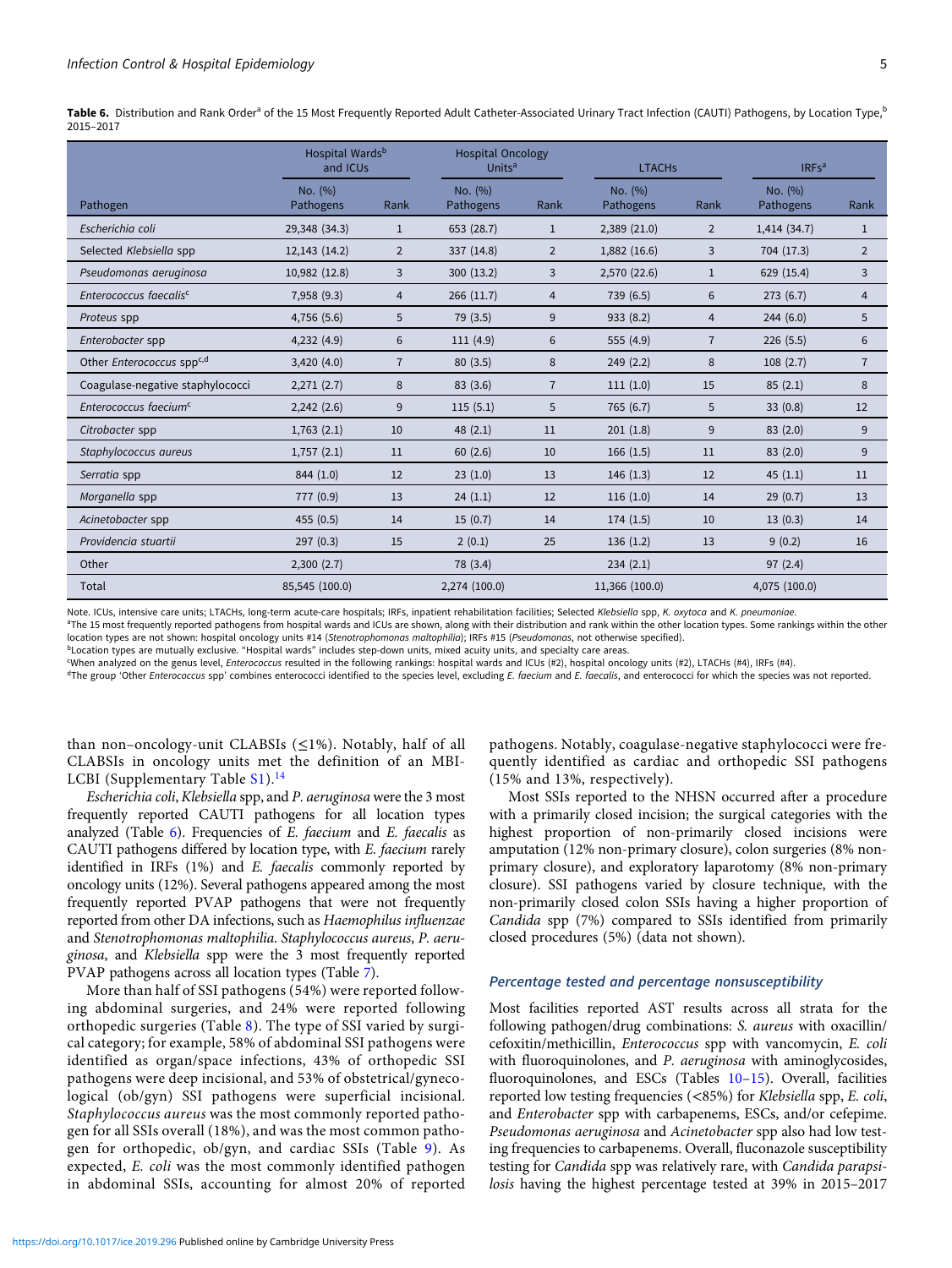**Table 6.** Distribution and Rank Order[a] of the 15 Most Frequently Reported Adult Catheter-Associated Urinary Tract Infection (CAUTI) Pathogens, by Location Type,[b] 2015–2017

| Pathogen | Hospital Wards[b] and ICUs | | Hospital Oncology Units[a] | | LTACHs | | IRFs[a] | |
|---|---|---|---|---|---|---|---|---|
| | No. (%) Pathogens | Rank | No. (%) Pathogens | Rank | No. (%) Pathogens | Rank | No. (%) Pathogens | Rank |
| *Escherichia coli* | 29,348 (34.3) | 1 | 653 (28.7) | 1 | 2,389 (21.0) | 2 | 1,414 (34.7) | 1 |
| Selected *Klebsiella* spp | 12,143 (14.2) | 2 | 337 (14.8) | 2 | 1,882 (16.6) | 3 | 704 (17.3) | 2 |
| *Pseudomonas aeruginosa* | 10,982 (12.8) | 3 | 300 (13.2) | 3 | 2,570 (22.6) | 1 | 629 (15.4) | 3 |
| *Enterococcus faecalis*[c] | 7,958 (9.3) | 4 | 266 (11.7) | 4 | 739 (6.5) | 6 | 273 (6.7) | 4 |
| *Proteus* spp | 4,756 (5.6) | 5 | 79 (3.5) | 9 | 933 (8.2) | 4 | 244 (6.0) | 5 |
| *Enterobacter* spp | 4,232 (4.9) | 6 | 111 (4.9) | 6 | 555 (4.9) | 7 | 226 (5.5) | 6 |
| Other *Enterococcus* spp[c,d] | 3,420 (4.0) | 7 | 80 (3.5) | 8 | 249 (2.2) | 8 | 108 (2.7) | 7 |
| Coagulase-negative staphylococci | 2,271 (2.7) | 8 | 83 (3.6) | 7 | 111 (1.0) | 15 | 85 (2.1) | 8 |
| *Enterococcus faecium*[c] | 2,242 (2.6) | 9 | 115 (5.1) | 5 | 765 (6.7) | 5 | 33 (0.8) | 12 |
| *Citrobacter* spp | 1,763 (2.1) | 10 | 48 (2.1) | 11 | 201 (1.8) | 9 | 83 (2.0) | 9 |
| *Staphylococcus aureus* | 1,757 (2.1) | 11 | 60 (2.6) | 10 | 166 (1.5) | 11 | 83 (2.0) | 9 |
| *Serratia* spp | 844 (1.0) | 12 | 23 (1.0) | 13 | 146 (1.3) | 12 | 45 (1.1) | 11 |
| *Morganella* spp | 777 (0.9) | 13 | 24 (1.1) | 12 | 116 (1.0) | 14 | 29 (0.7) | 13 |
| *Acinetobacter* spp | 455 (0.5) | 14 | 15 (0.7) | 14 | 174 (1.5) | 10 | 13 (0.3) | 14 |
| *Providencia stuartii* | 297 (0.3) | 15 | 2 (0.1) | 25 | 136 (1.2) | 13 | 9 (0.2) | 16 |
| Other | 2,300 (2.7) | | 78 (3.4) | | 234 (2.1) | | 97 (2.4) | |
| Total | 85,545 (100.0) | | 2,274 (100.0) | | 11,366 (100.0) | | 4,075 (100.0) | |

Note. ICUs, intensive care units; LTACHs, long-term acute-care hospitals; IRFs, inpatient rehabilitation facilities; Selected *Klebsiella* spp, *K. oxytoca* and *K. pneumoniae*.
[a]The 15 most frequently reported pathogens from hospital wards and ICUs are shown, along with their distribution and rank within the other location types. Some rankings within the other location types are not shown: hospital oncology units #14 (*Stenotrophomonas maltophilia*); IRFs #15 (*Pseudomonas*, not otherwise specified).
[b]Location types are mutually exclusive. "Hospital wards" includes step-down units, mixed acuity units, and specialty care areas.
[c]When analyzed on the genus level, *Enterococcus* resulted in the following rankings: hospital wards and ICUs (#2), hospital oncology units (#2), LTACHs (#4), IRFs (#4).
[d]The group 'Other *Enterococcus* spp' combines enterococci identified to the species level, excluding *E. faecium* and *E. faecalis*, and enterococci for which the species was not reported.

than non–oncology-unit CLABSIs (≤1%). Notably, half of all CLABSIs in oncology units met the definition of an MBI-LCBI (Supplementary Table S1).[14]

*Escherichia coli*, *Klebsiella* spp, and *P. aeruginosa* were the 3 most frequently reported CAUTI pathogens for all location types analyzed (Table 6). Frequencies of *E. faecium* and *E. faecalis* as CAUTI pathogens differed by location type, with *E. faecium* rarely identified in IRFs (1%) and *E. faecalis* commonly reported by oncology units (12%). Several pathogens appeared among the most frequently reported PVAP pathogens that were not frequently reported from other DA infections, such as *Haemophilus influenzae* and *Stenotrophomonas maltophilia*. *Staphylococcus aureus*, *P. aeruginosa*, and *Klebsiella* spp were the 3 most frequently reported PVAP pathogens across all location types (Table 7).

More than half of SSI pathogens (54%) were reported following abdominal surgeries, and 24% were reported following orthopedic surgeries (Table 8). The type of SSI varied by surgical category; for example, 58% of abdominal SSI pathogens were identified as organ/space infections, 43% of orthopedic SSI pathogens were deep incisional, and 53% of obstetrical/gynecological (ob/gyn) SSI pathogens were superficial incisional. *Staphylococcus aureus* was the most commonly reported pathogen for all SSIs overall (18%), and was the most common pathogen for orthopedic, ob/gyn, and cardiac SSIs (Table 9). As expected, *E. coli* was the most commonly identified pathogen in abdominal SSIs, accounting for almost 20% of reported pathogens. Notably, coagulase-negative staphylococci were frequently identified as cardiac and orthopedic SSI pathogens (15% and 13%, respectively).

Most SSIs reported to the NHSN occurred after a procedure with a primarily closed incision; the surgical categories with the highest proportion of non-primarily closed incisions were amputation (12% non-primary closure), colon surgeries (8% non-primary closure), and exploratory laparotomy (8% non-primary closure). SSI pathogens varied by closure technique, with the non-primarily closed colon SSIs having a higher proportion of *Candida* spp (7%) compared to SSIs identified from primarily closed procedures (5%) (data not shown).

### Percentage tested and percentage nonsusceptibility

Most facilities reported AST results across all strata for the following pathogen/drug combinations: *S. aureus* with oxacillin/cefoxitin/methicillin, *Enterococcus* spp with vancomycin, *E. coli* with fluoroquinolones, and *P. aeruginosa* with aminoglycosides, fluoroquinolones, and ESCs (Tables 10–15). Overall, facilities reported low testing frequencies (<85%) for *Klebsiella* spp, *E. coli*, and *Enterobacter* spp with carbapenems, ESCs, and/or cefepime. *Pseudomonas aeruginosa* and *Acinetobacter* spp also had low testing frequencies to carbapenems. Overall, fluconazole susceptibility testing for *Candida* spp was relatively rare, with *Candida parapsilosis* having the highest percentage tested at 39% in 2015–2017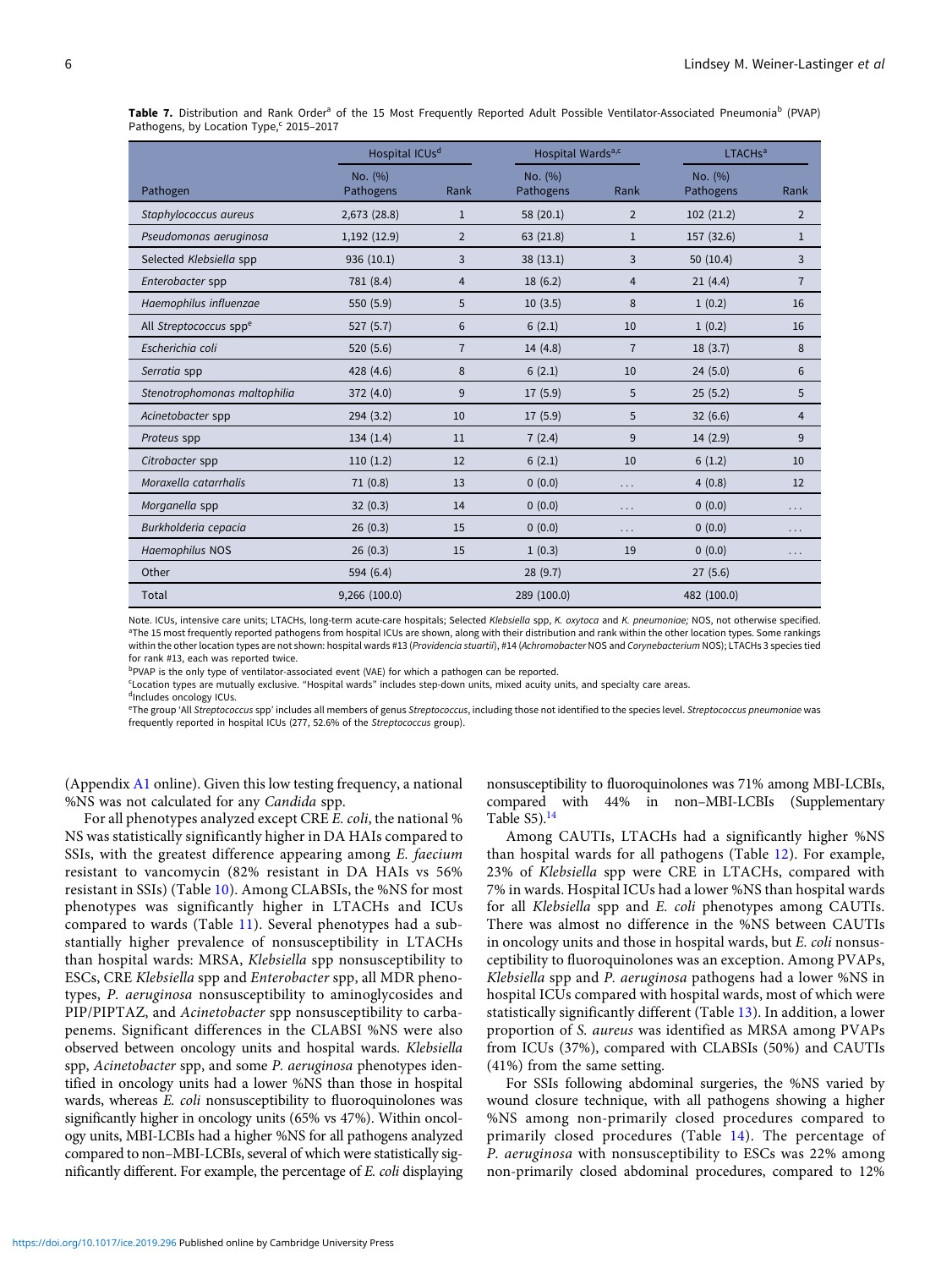**Table 7.** Distribution and Rank Order[a] of the 15 Most Frequently Reported Adult Possible Ventilator-Associated Pneumonia[b] (PVAP) Pathogens, by Location Type,[c] 2015–2017

| | Hospital ICUs[d] | | Hospital Wards[a,c] | | LTACHs[a] | |
|---|---|---|---|---|---|---|
| Pathogen | No. (%) Pathogens | Rank | No. (%) Pathogens | Rank | No. (%) Pathogens | Rank |
| *Staphylococcus aureus* | 2,673 (28.8) | 1 | 58 (20.1) | 2 | 102 (21.2) | 2 |
| *Pseudomonas aeruginosa* | 1,192 (12.9) | 2 | 63 (21.8) | 1 | 157 (32.6) | 1 |
| Selected *Klebsiella* spp | 936 (10.1) | 3 | 38 (13.1) | 3 | 50 (10.4) | 3 |
| *Enterobacter* spp | 781 (8.4) | 4 | 18 (6.2) | 4 | 21 (4.4) | 7 |
| *Haemophilus influenzae* | 550 (5.9) | 5 | 10 (3.5) | 8 | 1 (0.2) | 16 |
| All *Streptococcus* spp[e] | 527 (5.7) | 6 | 6 (2.1) | 10 | 1 (0.2) | 16 |
| *Escherichia coli* | 520 (5.6) | 7 | 14 (4.8) | 7 | 18 (3.7) | 8 |
| *Serratia* spp | 428 (4.6) | 8 | 6 (2.1) | 10 | 24 (5.0) | 6 |
| *Stenotrophomonas maltophilia* | 372 (4.0) | 9 | 17 (5.9) | 5 | 25 (5.2) | 5 |
| *Acinetobacter* spp | 294 (3.2) | 10 | 17 (5.9) | 5 | 32 (6.6) | 4 |
| *Proteus* spp | 134 (1.4) | 11 | 7 (2.4) | 9 | 14 (2.9) | 9 |
| *Citrobacter* spp | 110 (1.2) | 12 | 6 (2.1) | 10 | 6 (1.2) | 10 |
| *Moraxella catarrhalis* | 71 (0.8) | 13 | 0 (0.0) | ... | 4 (0.8) | 12 |
| *Morganella* spp | 32 (0.3) | 14 | 0 (0.0) | ... | 0 (0.0) | ... |
| *Burkholderia cepacia* | 26 (0.3) | 15 | 0 (0.0) | ... | 0 (0.0) | ... |
| *Haemophilus* NOS | 26 (0.3) | 15 | 1 (0.3) | 19 | 0 (0.0) | ... |
| Other | 594 (6.4) | | 28 (9.7) | | 27 (5.6) | |
| Total | 9,266 (100.0) | | 289 (100.0) | | 482 (100.0) | |

Note. ICUs, intensive care units; LTACHs, long-term acute-care hospitals; Selected *Klebsiella* spp, *K. oxytoca* and *K. pneumoniae;* NOS, not otherwise specified.
[a]The 15 most frequently reported pathogens from hospital ICUs are shown, along with their distribution and rank within the other location types. Some rankings within the other location types are not shown: hospital wards #13 (*Providencia stuartii*), #14 (*Achromobacter* NOS and *Corynebacterium* NOS); LTACHs 3 species tied for rank #13, each was reported twice.
[b]PVAP is the only type of ventilator-associated event (VAE) for which a pathogen can be reported.
[c]Location types are mutually exclusive. "Hospital wards" includes step-down units, mixed acuity units, and specialty care areas.
[d]Includes oncology ICUs.
[e]The group 'All *Streptococcus* spp' includes all members of genus *Streptococcus*, including those not identified to the species level. *Streptococcus pneumoniae* was frequently reported in hospital ICUs (277, 52.6% of the *Streptococcus* group).

(Appendix A1 online). Given this low testing frequency, a national %NS was not calculated for any *Candida* spp.

For all phenotypes analyzed except CRE *E. coli*, the national %NS was statistically significantly higher in DA HAIs compared to SSIs, with the greatest difference appearing among *E. faecium* resistant to vancomycin (82% resistant in DA HAIs vs 56% resistant in SSIs) (Table 10). Among CLABSIs, the %NS for most phenotypes was significantly higher in LTACHs and ICUs compared to wards (Table 11). Several phenotypes had a substantially higher prevalence of nonsusceptibility in LTACHs than hospital wards: MRSA, *Klebsiella* spp nonsusceptibility to ESCs, CRE *Klebsiella* spp and *Enterobacter* spp, all MDR phenotypes, *P. aeruginosa* nonsusceptibility to aminoglycosides and PIP/PIPTAZ, and *Acinetobacter* spp nonsusceptibility to carbapenems. Significant differences in the CLABSI %NS were also observed between oncology units and hospital wards. *Klebsiella* spp, *Acinetobacter* spp, and some *P. aeruginosa* phenotypes identified in oncology units had a lower %NS than those in hospital wards, whereas *E. coli* nonsusceptibility to fluoroquinolones was significantly higher in oncology units (65% vs 47%). Within oncology units, MBI-LCBIs had a higher %NS for all pathogens analyzed compared to non–MBI-LCBIs, several of which were statistically significantly different. For example, the percentage of *E. coli* displaying nonsusceptibility to fluoroquinolones was 71% among MBI-LCBIs, compared with 44% in non–MBI-LCBIs (Supplementary Table S5).[14]

Among CAUTIs, LTACHs had a significantly higher %NS than hospital wards for all pathogens (Table 12). For example, 23% of *Klebsiella* spp were CRE in LTACHs, compared with 7% in wards. Hospital ICUs had a lower %NS than hospital wards for all *Klebsiella* spp and *E. coli* phenotypes among CAUTIs. There was almost no difference in the %NS between CAUTIs in oncology units and those in hospital wards, but *E. coli* nonsusceptibility to fluoroquinolones was an exception. Among PVAPs, *Klebsiella* spp and *P. aeruginosa* pathogens had a lower %NS in hospital ICUs compared with hospital wards, most of which were statistically significantly different (Table 13). In addition, a lower proportion of *S. aureus* was identified as MRSA among PVAPs from ICUs (37%), compared with CLABSIs (50%) and CAUTIs (41%) from the same setting.

For SSIs following abdominal surgeries, the %NS varied by wound closure technique, with all pathogens showing a higher %NS among non-primarily closed procedures compared to primarily closed procedures (Table 14). The percentage of *P. aeruginosa* with nonsusceptibility to ESCs was 22% among non-primarily closed abdominal procedures, compared to 12%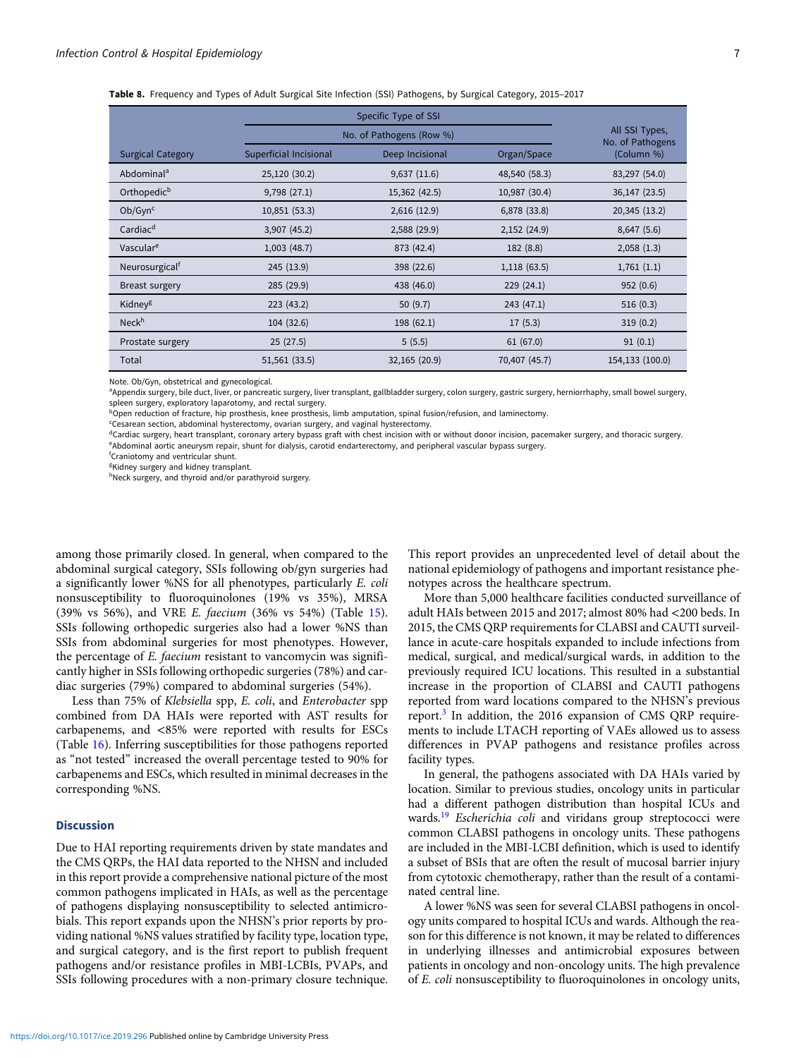**Table 8.** Frequency and Types of Adult Surgical Site Infection (SSI) Pathogens, by Surgical Category, 2015–2017

| | Specific Type of SSI | | | |
|---|---|---|---|---|
| | No. of Pathogens (Row %) | | | All SSI Types, No. of Pathogens (Column %) |
| Surgical Category | Superficial Incisional | Deep Incisional | Organ/Space | |
| Abdominal[a] | 25,120 (30.2) | 9,637 (11.6) | 48,540 (58.3) | 83,297 (54.0) |
| Orthopedic[b] | 9,798 (27.1) | 15,362 (42.5) | 10,987 (30.4) | 36,147 (23.5) |
| Ob/Gyn[c] | 10,851 (53.3) | 2,616 (12.9) | 6,878 (33.8) | 20,345 (13.2) |
| Cardiac[d] | 3,907 (45.2) | 2,588 (29.9) | 2,152 (24.9) | 8,647 (5.6) |
| Vascular[e] | 1,003 (48.7) | 873 (42.4) | 182 (8.8) | 2,058 (1.3) |
| Neurosurgical[f] | 245 (13.9) | 398 (22.6) | 1,118 (63.5) | 1,761 (1.1) |
| Breast surgery | 285 (29.9) | 438 (46.0) | 229 (24.1) | 952 (0.6) |
| Kidney[g] | 223 (43.2) | 50 (9.7) | 243 (47.1) | 516 (0.3) |
| Neck[h] | 104 (32.6) | 198 (62.1) | 17 (5.3) | 319 (0.2) |
| Prostate surgery | 25 (27.5) | 5 (5.5) | 61 (67.0) | 91 (0.1) |
| Total | 51,561 (33.5) | 32,165 (20.9) | 70,407 (45.7) | 154,133 (100.0) |

Note. Ob/Gyn, obstetrical and gynecological.
[a]Appendix surgery, bile duct, liver, or pancreatic surgery, liver transplant, gallbladder surgery, colon surgery, gastric surgery, herniorrhaphy, small bowel surgery, spleen surgery, exploratory laparotomy, and rectal surgery.
[b]Open reduction of fracture, hip prosthesis, knee prosthesis, limb amputation, spinal fusion/refusion, and laminectomy.
[c]Cesarean section, abdominal hysterectomy, ovarian surgery, and vaginal hysterectomy.
[d]Cardiac surgery, heart transplant, coronary artery bypass graft with chest incision with or without donor incision, pacemaker surgery, and thoracic surgery.
[e]Abdominal aortic aneurysm repair, shunt for dialysis, carotid endarterectomy, and peripheral vascular bypass surgery.
[f]Craniotomy and ventricular shunt.
[g]Kidney surgery and kidney transplant.
[h]Neck surgery, and thyroid and/or parathyroid surgery.

among those primarily closed. In general, when compared to the abdominal surgical category, SSIs following ob/gyn surgeries had a significantly lower %NS for all phenotypes, particularly *E. coli* nonsusceptibility to fluoroquinolones (19% vs 35%), MRSA (39% vs 56%), and VRE *E. faecium* (36% vs 54%) (Table 15). SSIs following orthopedic surgeries also had a lower %NS than SSIs from abdominal surgeries for most phenotypes. However, the percentage of *E. faecium* resistant to vancomycin was significantly higher in SSIs following orthopedic surgeries (78%) and cardiac surgeries (79%) compared to abdominal surgeries (54%).

Less than 75% of *Klebsiella* spp, *E. coli*, and *Enterobacter* spp combined from DA HAIs were reported with AST results for carbapenems, and <85% were reported with results for ESCs (Table 16). Inferring susceptibilities for those pathogens reported as "not tested" increased the overall percentage tested to 90% for carbapenems and ESCs, which resulted in minimal decreases in the corresponding %NS.

## Discussion

Due to HAI reporting requirements driven by state mandates and the CMS QRPs, the HAI data reported to the NHSN and included in this report provide a comprehensive national picture of the most common pathogens implicated in HAIs, as well as the percentage of pathogens displaying nonsusceptibility to selected antimicrobials. This report expands upon the NHSN's prior reports by providing national %NS values stratified by facility type, location type, and surgical category, and is the first report to publish frequent pathogens and/or resistance profiles in MBI-LCBIs, PVAPs, and SSIs following procedures with a non-primary closure technique. This report provides an unprecedented level of detail about the national epidemiology of pathogens and important resistance phenotypes across the healthcare spectrum.

More than 5,000 healthcare facilities conducted surveillance of adult HAIs between 2015 and 2017; almost 80% had <200 beds. In 2015, the CMS QRP requirements for CLABSI and CAUTI surveillance in acute-care hospitals expanded to include infections from medical, surgical, and medical/surgical wards, in addition to the previously required ICU locations. This resulted in a substantial increase in the proportion of CLABSI and CAUTI pathogens reported from ward locations compared to the NHSN's previous report.[3] In addition, the 2016 expansion of CMS QRP requirements to include LTACH reporting of VAEs allowed us to assess differences in PVAP pathogens and resistance profiles across facility types.

In general, the pathogens associated with DA HAIs varied by location. Similar to previous studies, oncology units in particular had a different pathogen distribution than hospital ICUs and wards.[19] *Escherichia coli* and viridans group streptococci were common CLABSI pathogens in oncology units. These pathogens are included in the MBI-LCBI definition, which is used to identify a subset of BSIs that are often the result of mucosal barrier injury from cytotoxic chemotherapy, rather than the result of a contaminated central line.

A lower %NS was seen for several CLABSI pathogens in oncology units compared to hospital ICUs and wards. Although the reason for this difference is not known, it may be related to differences in underlying illnesses and antimicrobial exposures between patients in oncology and non-oncology units. The high prevalence of *E. coli* nonsusceptibility to fluoroquinolones in oncology units,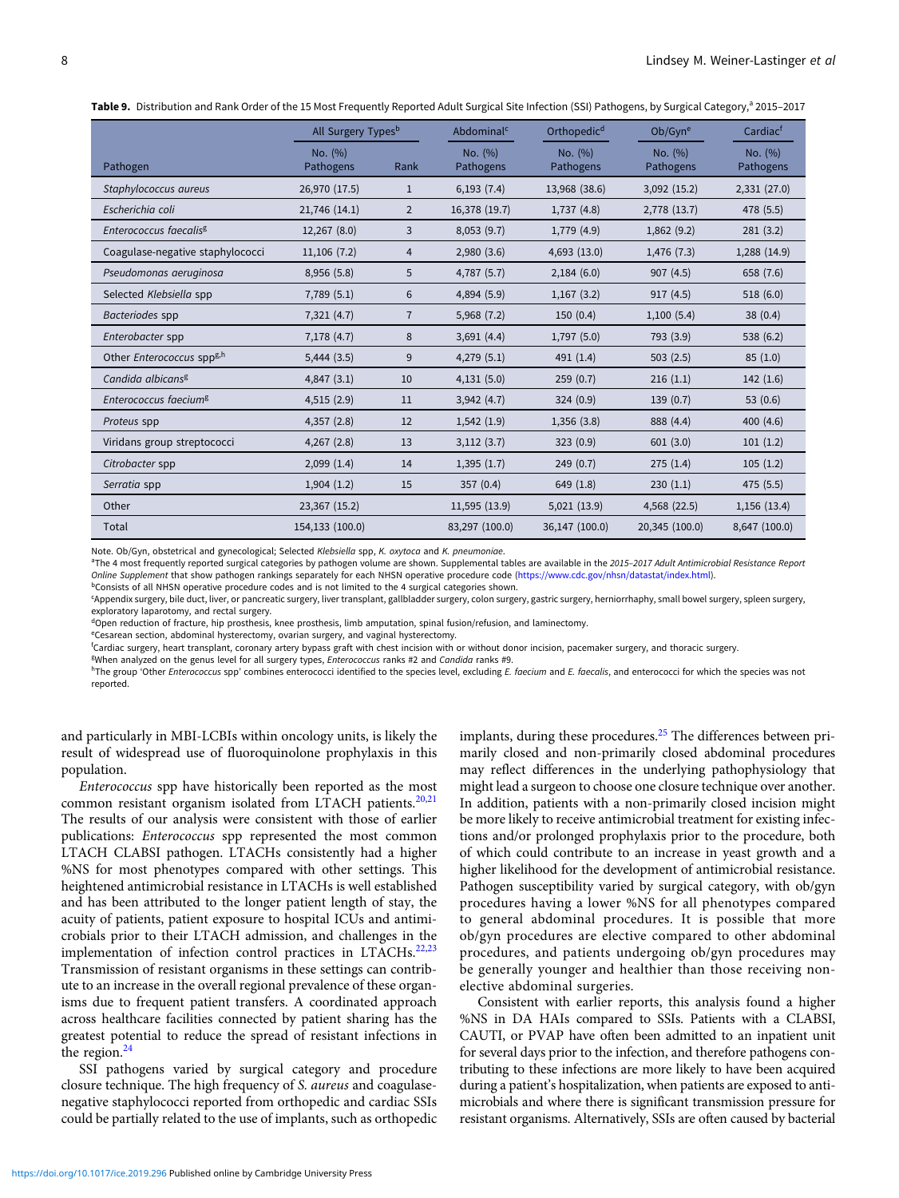**Table 9.** Distribution and Rank Order of the 15 Most Frequently Reported Adult Surgical Site Infection (SSI) Pathogens, by Surgical Category,[a] 2015–2017

| | All Surgery Types[b] | | Abdominal[c] | Orthopedic[d] | Ob/Gyn[e] | Cardiac[f] |
|---|---|---|---|---|---|---|
| Pathogen | No. (%) Pathogens | Rank | No. (%) Pathogens | No. (%) Pathogens | No. (%) Pathogens | No. (%) Pathogens |
| *Staphylococcus aureus* | 26,970 (17.5) | 1 | 6,193 (7.4) | 13,968 (38.6) | 3,092 (15.2) | 2,331 (27.0) |
| *Escherichia coli* | 21,746 (14.1) | 2 | 16,378 (19.7) | 1,737 (4.8) | 2,778 (13.7) | 478 (5.5) |
| *Enterococcus faecalis*[g] | 12,267 (8.0) | 3 | 8,053 (9.7) | 1,779 (4.9) | 1,862 (9.2) | 281 (3.2) |
| Coagulase-negative staphylococci | 11,106 (7.2) | 4 | 2,980 (3.6) | 4,693 (13.0) | 1,476 (7.3) | 1,288 (14.9) |
| *Pseudomonas aeruginosa* | 8,956 (5.8) | 5 | 4,787 (5.7) | 2,184 (6.0) | 907 (4.5) | 658 (7.6) |
| Selected *Klebsiella* spp | 7,789 (5.1) | 6 | 4,894 (5.9) | 1,167 (3.2) | 917 (4.5) | 518 (6.0) |
| *Bacteriodes* spp | 7,321 (4.7) | 7 | 5,968 (7.2) | 150 (0.4) | 1,100 (5.4) | 38 (0.4) |
| *Enterobacter* spp | 7,178 (4.7) | 8 | 3,691 (4.4) | 1,797 (5.0) | 793 (3.9) | 538 (6.2) |
| Other *Enterococcus* spp[g,h] | 5,444 (3.5) | 9 | 4,279 (5.1) | 491 (1.4) | 503 (2.5) | 85 (1.0) |
| *Candida albicans*[g] | 4,847 (3.1) | 10 | 4,131 (5.0) | 259 (0.7) | 216 (1.1) | 142 (1.6) |
| *Enterococcus faecium*[g] | 4,515 (2.9) | 11 | 3,942 (4.7) | 324 (0.9) | 139 (0.7) | 53 (0.6) |
| *Proteus* spp | 4,357 (2.8) | 12 | 1,542 (1.9) | 1,356 (3.8) | 888 (4.4) | 400 (4.6) |
| Viridans group streptococci | 4,267 (2.8) | 13 | 3,112 (3.7) | 323 (0.9) | 601 (3.0) | 101 (1.2) |
| *Citrobacter* spp | 2,099 (1.4) | 14 | 1,395 (1.7) | 249 (0.7) | 275 (1.4) | 105 (1.2) |
| *Serratia* spp | 1,904 (1.2) | 15 | 357 (0.4) | 649 (1.8) | 230 (1.1) | 475 (5.5) |
| Other | 23,367 (15.2) | | 11,595 (13.9) | 5,021 (13.9) | 4,568 (22.5) | 1,156 (13.4) |
| Total | 154,133 (100.0) | | 83,297 (100.0) | 36,147 (100.0) | 20,345 (100.0) | 8,647 (100.0) |

Note. Ob/Gyn, obstetrical and gynecological; Selected *Klebsiella* spp, *K. oxytoca* and *K. pneumoniae*.
[a]The 4 most frequently reported surgical categories by pathogen volume are shown. Supplemental tables are available in the *2015–2017 Adult Antimicrobial Resistance Report Online Supplement* that show pathogen rankings separately for each NHSN operative procedure code (https://www.cdc.gov/nhsn/datastat/index.html).
[b]Consists of all NHSN operative procedure codes and is not limited to the 4 surgical categories shown.
[c]Appendix surgery, bile duct, liver, or pancreatic surgery, liver transplant, gallbladder surgery, colon surgery, gastric surgery, herniorrhaphy, small bowel surgery, spleen surgery, exploratory laparotomy, and rectal surgery.
[d]Open reduction of fracture, hip prosthesis, knee prosthesis, limb amputation, spinal fusion/refusion, and laminectomy.
[e]Cesarean section, abdominal hysterectomy, ovarian surgery, and vaginal hysterectomy.
[f]Cardiac surgery, heart transplant, coronary artery bypass graft with chest incision with or without donor incision, pacemaker surgery, and thoracic surgery.
[g]When analyzed on the genus level for all surgery types, *Enterococcus* ranks #2 and *Candida* ranks #9.
[h]The group 'Other *Enterococcus* spp' combines enterococci identified to the species level, excluding *E. faecium* and *E. faecalis*, and enterococci for which the species was not reported.

and particularly in MBI-LCBIs within oncology units, is likely the result of widespread use of fluoroquinolone prophylaxis in this population.

*Enterococcus* spp have historically been reported as the most common resistant organism isolated from LTACH patients.[20,21] The results of our analysis were consistent with those of earlier publications: *Enterococcus* spp represented the most common LTACH CLABSI pathogen. LTACHs consistently had a higher %NS for most phenotypes compared with other settings. This heightened antimicrobial resistance in LTACHs is well established and has been attributed to the longer patient length of stay, the acuity of patients, patient exposure to hospital ICUs and antimicrobials prior to their LTACH admission, and challenges in the implementation of infection control practices in LTACHs.[22,23] Transmission of resistant organisms in these settings can contribute to an increase in the overall regional prevalence of these organisms due to frequent patient transfers. A coordinated approach across healthcare facilities connected by patient sharing has the greatest potential to reduce the spread of resistant infections in the region.[24]

SSI pathogens varied by surgical category and procedure closure technique. The high frequency of *S. aureus* and coagulase-negative staphylococci reported from orthopedic and cardiac SSIs could be partially related to the use of implants, such as orthopedic implants, during these procedures.[25] The differences between primarily closed and non-primarily closed abdominal procedures may reflect differences in the underlying pathophysiology that might lead a surgeon to choose one closure technique over another. In addition, patients with a non-primarily closed incision might be more likely to receive antimicrobial treatment for existing infections and/or prolonged prophylaxis prior to the procedure, both of which could contribute to an increase in yeast growth and a higher likelihood for the development of antimicrobial resistance. Pathogen susceptibility varied by surgical category, with ob/gyn procedures having a lower %NS for all phenotypes compared to general abdominal procedures. It is possible that more ob/gyn procedures are elective compared to other abdominal procedures, and patients undergoing ob/gyn procedures may be generally younger and healthier than those receiving nonelective abdominal surgeries.

Consistent with earlier reports, this analysis found a higher %NS in DA HAIs compared to SSIs. Patients with a CLABSI, CAUTI, or PVAP have often been admitted to an inpatient unit for several days prior to the infection, and therefore pathogens contributing to these infections are more likely to have been acquired during a patient's hospitalization, when patients are exposed to antimicrobials and where there is significant transmission pressure for resistant organisms. Alternatively, SSIs are often caused by bacterial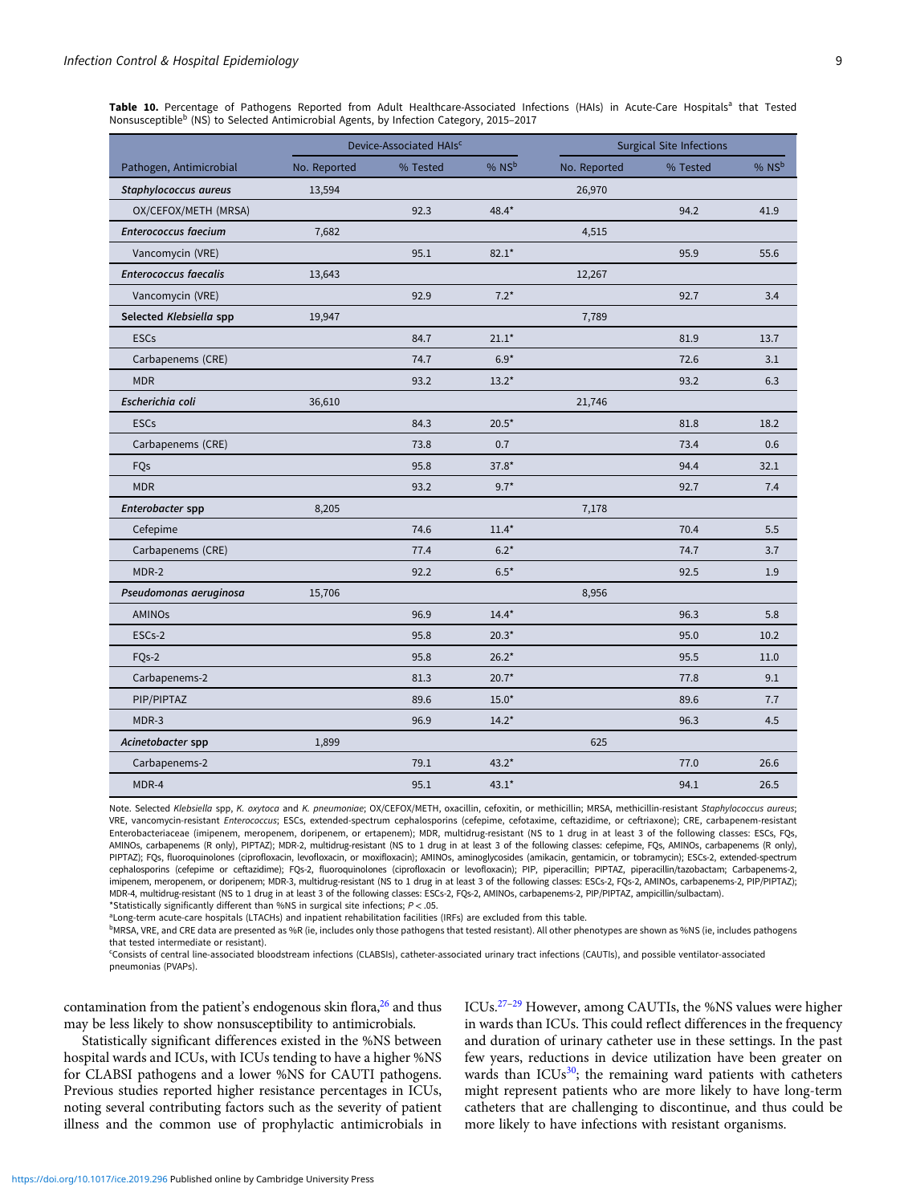**Table 10.** Percentage of Pathogens Reported from Adult Healthcare-Associated Infections (HAIs) in Acute-Care Hospitals[a] that Tested Nonsusceptible[b] (NS) to Selected Antimicrobial Agents, by Infection Category, 2015–2017

| | Device-Associated HAIs[c] | | | Surgical Site Infections | | |
|---|---|---|---|---|---|---|
| Pathogen, Antimicrobial | No. Reported | % Tested | % NS[b] | No. Reported | % Tested | % NS[b] |
| ***Staphylococcus aureus*** | 13,594 | | | 26,970 | | |
| OX/CEFOX/METH (MRSA) | | 92.3 | 48.4* | | 94.2 | 41.9 |
| ***Enterococcus faecium*** | 7,682 | | | 4,515 | | |
| Vancomycin (VRE) | | 95.1 | 82.1* | | 95.9 | 55.6 |
| ***Enterococcus faecalis*** | 13,643 | | | 12,267 | | |
| Vancomycin (VRE) | | 92.9 | 7.2* | | 92.7 | 3.4 |
| **Selected *Klebsiella* spp** | 19,947 | | | 7,789 | | |
| ESCs | | 84.7 | 21.1* | | 81.9 | 13.7 |
| Carbapenems (CRE) | | 74.7 | 6.9* | | 72.6 | 3.1 |
| MDR | | 93.2 | 13.2* | | 93.2 | 6.3 |
| ***Escherichia coli*** | 36,610 | | | 21,746 | | |
| ESCs | | 84.3 | 20.5* | | 81.8 | 18.2 |
| Carbapenems (CRE) | | 73.8 | 0.7 | | 73.4 | 0.6 |
| FQs | | 95.8 | 37.8* | | 94.4 | 32.1 |
| MDR | | 93.2 | 9.7* | | 92.7 | 7.4 |
| ***Enterobacter* spp** | 8,205 | | | 7,178 | | |
| Cefepime | | 74.6 | 11.4* | | 70.4 | 5.5 |
| Carbapenems (CRE) | | 77.4 | 6.2* | | 74.7 | 3.7 |
| MDR-2 | | 92.2 | 6.5* | | 92.5 | 1.9 |
| ***Pseudomonas aeruginosa*** | 15,706 | | | 8,956 | | |
| AMINOs | | 96.9 | 14.4* | | 96.3 | 5.8 |
| ESCs-2 | | 95.8 | 20.3* | | 95.0 | 10.2 |
| FQs-2 | | 95.8 | 26.2* | | 95.5 | 11.0 |
| Carbapenems-2 | | 81.3 | 20.7* | | 77.8 | 9.1 |
| PIP/PIPTAZ | | 89.6 | 15.0* | | 89.6 | 7.7 |
| MDR-3 | | 96.9 | 14.2* | | 96.3 | 4.5 |
| ***Acinetobacter* spp** | 1,899 | | | 625 | | |
| Carbapenems-2 | | 79.1 | 43.2* | | 77.0 | 26.6 |
| MDR-4 | | 95.1 | 43.1* | | 94.1 | 26.5 |

Note. Selected *Klebsiella* spp, *K. oxytoca* and *K. pneumoniae*; OX/CEFOX/METH, oxacillin, cefoxitin, or methicillin; MRSA, methicillin-resistant *Staphylococcus aureus*; VRE, vancomycin-resistant *Enterococcus*; ESCs, extended-spectrum cephalosporins (cefepime, cefotaxime, ceftazidime, or ceftriaxone); CRE, carbapenem-resistant Enterobacteriaceae (imipenem, meropenem, doripenem, or ertapenem); MDR, multidrug-resistant (NS to 1 drug in at least 3 of the following classes: ESCs, FQs, AMINOs, carbapenems (R only), PIPTAZ); MDR-2, multidrug-resistant (NS to 1 drug in at least 3 of the following classes: cefepime, FQs, AMINOs, carbapenems (R only), PIPTAZ); FQs, fluoroquinolones (ciprofloxacin, levofloxacin, or moxifloxacin); AMINOs, aminoglycosides (amikacin, gentamicin, or tobramycin); ESCs-2, extended-spectrum cephalosporins (cefepime or ceftazidime); FQs-2, fluoroquinolones (ciprofloxacin or levofloxacin); PIP, piperacillin; PIPTAZ, piperacillin/tazobactam; Carbapenems-2, imipenem, meropenem, or doripenem; MDR-3, multidrug-resistant (NS to 1 drug in at least 3 of the following classes: ESCs-2, FQs-2, AMINOs, carbapenems-2, PIP/PIPTAZ); MDR-4, multidrug-resistant (NS to 1 drug in at least 3 of the following classes: ESCs-2, FQs-2, AMINOs, carbapenems-2, PIP/PIPTAZ, ampicillin/sulbactam).

*Statistically significantly different than %NS in surgical site infections; $P < .05$.

[a]Long-term acute-care hospitals (LTACHs) and inpatient rehabilitation facilities (IRFs) are excluded from this table.

[b]MRSA, VRE, and CRE data are presented as %R (ie, includes only those pathogens that tested resistant). All other phenotypes are shown as %NS (ie, includes pathogens that tested intermediate or resistant).

[c]Consists of central line-associated bloodstream infections (CLABSIs), catheter-associated urinary tract infections (CAUTIs), and possible ventilator-associated pneumonias (PVAPs).

contamination from the patient's endogenous skin flora,[26] and thus may be less likely to show nonsusceptibility to antimicrobials.

Statistically significant differences existed in the %NS between hospital wards and ICUs, with ICUs tending to have a higher %NS for CLABSI pathogens and a lower %NS for CAUTI pathogens. Previous studies reported higher resistance percentages in ICUs, noting several contributing factors such as the severity of patient illness and the common use of prophylactic antimicrobials in ICUs.[27–29] However, among CAUTIs, the %NS values were higher in wards than ICUs. This could reflect differences in the frequency and duration of urinary catheter use in these settings. In the past few years, reductions in device utilization have been greater on wards than ICUs[30]; the remaining ward patients with catheters might represent patients who are more likely to have long-term catheters that are challenging to discontinue, and thus could be more likely to have infections with resistant organisms.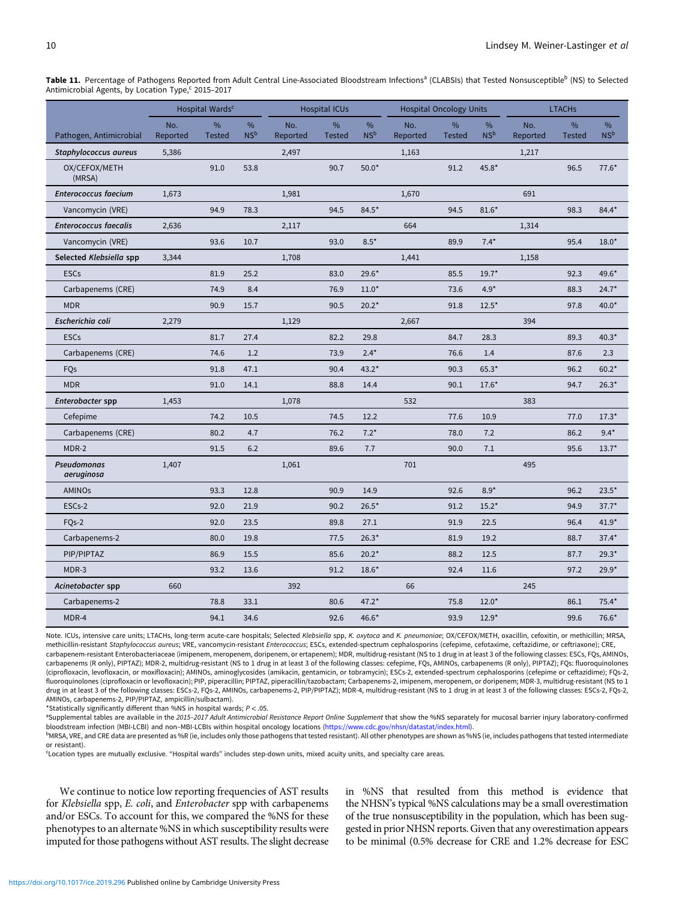**Table 11.** Percentage of Pathogens Reported from Adult Central Line-Associated Bloodstream Infections[a] (CLABSIs) that Tested Nonsusceptible[b] (NS) to Selected Antimicrobial Agents, by Location Type,[c] 2015–2017

| | Hospital Wards[c] | | | Hospital ICUs | | | Hospital Oncology Units | | | LTACHs | | |
|---|---|---|---|---|---|---|---|---|---|---|---|---|
| Pathogen, Antimicrobial | No. Reported | % Tested | % NS[b] | No. Reported | % Tested | % NS[b] | No. Reported | % Tested | % NS[b] | No. Reported | % Tested | % NS[b] |
| ***Staphylococcus aureus*** | 5,386 | | | 2,497 | | | 1,163 | | | 1,217 | | |
| OX/CEFOX/METH (MRSA) | | 91.0 | 53.8 | | 90.7 | 50.0* | | 91.2 | 45.8* | | 96.5 | 77.6* |
| ***Enterococcus faecium*** | 1,673 | | | 1,981 | | | 1,670 | | | 691 | | |
| Vancomycin (VRE) | | 94.9 | 78.3 | | 94.5 | 84.5* | | 94.5 | 81.6* | | 98.3 | 84.4* |
| ***Enterococcus faecalis*** | 2,636 | | | 2,117 | | | 664 | | | 1,314 | | |
| Vancomycin (VRE) | | 93.6 | 10.7 | | 93.0 | 8.5* | | 89.9 | 7.4* | | 95.4 | 18.0* |
| **Selected *Klebsiella* spp** | 3,344 | | | 1,708 | | | 1,441 | | | 1,158 | | |
| ESCs | | 81.9 | 25.2 | | 83.0 | 29.6* | | 85.5 | 19.7* | | 92.3 | 49.6* |
| Carbapenems (CRE) | | 74.9 | 8.4 | | 76.9 | 11.0* | | 73.6 | 4.9* | | 88.3 | 24.7* |
| MDR | | 90.9 | 15.7 | | 90.5 | 20.2* | | 91.8 | 12.5* | | 97.8 | 40.0* |
| ***Escherichia coli*** | 2,279 | | | 1,129 | | | 2,667 | | | 394 | | |
| ESCs | | 81.7 | 27.4 | | 82.2 | 29.8 | | 84.7 | 28.3 | | 89.3 | 40.3* |
| Carbapenems (CRE) | | 74.6 | 1.2 | | 73.9 | 2.4* | | 76.6 | 1.4 | | 87.6 | 2.3 |
| FQs | | 91.8 | 47.1 | | 90.4 | 43.2* | | 90.3 | 65.3* | | 96.2 | 60.2* |
| MDR | | 91.0 | 14.1 | | 88.8 | 14.4 | | 90.1 | 17.6* | | 94.7 | 26.3* |
| ***Enterobacter* spp** | 1,453 | | | 1,078 | | | 532 | | | 383 | | |
| Cefepime | | 74.2 | 10.5 | | 74.5 | 12.2 | | 77.6 | 10.9 | | 77.0 | 17.3* |
| Carbapenems (CRE) | | 80.2 | 4.7 | | 76.2 | 7.2* | | 78.0 | 7.2 | | 86.2 | 9.4* |
| MDR-2 | | 91.5 | 6.2 | | 89.6 | 7.7 | | 90.0 | 7.1 | | 95.6 | 13.7* |
| ***Pseudomonas aeruginosa*** | 1,407 | | | 1,061 | | | 701 | | | 495 | | |
| AMINOs | | 93.3 | 12.8 | | 90.9 | 14.9 | | 92.6 | 8.9* | | 96.2 | 23.5* |
| ESCs-2 | | 92.0 | 21.9 | | 90.2 | 26.5* | | 91.2 | 15.2* | | 94.9 | 37.7* |
| FQs-2 | | 92.0 | 23.5 | | 89.8 | 27.1 | | 91.9 | 22.5 | | 96.4 | 41.9* |
| Carbapenems-2 | | 80.0 | 19.8 | | 77.5 | 26.3* | | 81.9 | 19.2 | | 88.7 | 37.4* |
| PIP/PIPTAZ | | 86.9 | 15.5 | | 85.6 | 20.2* | | 88.2 | 12.5 | | 87.7 | 29.3* |
| MDR-3 | | 93.2 | 13.6 | | 91.2 | 18.6* | | 92.4 | 11.6 | | 97.2 | 29.9* |
| ***Acinetobacter* spp** | 660 | | | 392 | | | 66 | | | 245 | | |
| Carbapenems-2 | | 78.8 | 33.1 | | 80.6 | 47.2* | | 75.8 | 12.0* | | 86.1 | 75.4* |
| MDR-4 | | 94.1 | 34.6 | | 92.6 | 46.6* | | 93.9 | 12.9* | | 99.6 | 76.6* |

Note. ICUs, intensive care units; LTACHs, long-term acute-care hospitals; Selected *Klebsiella* spp, *K. oxytoca* and *K. pneumoniae*; OX/CEFOX/METH, oxacillin, cefoxitin, or methicillin; MRSA, methicillin-resistant *Staphylococcus aureus*; VRE, vancomycin-resistant *Enterococcus*; ESCs, extended-spectrum cephalosporins (cefepime, cefotaxime, ceftazidime, or ceftriaxone); CRE, carbapenem-resistant Enterobacteriaceae (imipenem, meropenem, doripenem, or ertapenem); MDR, multidrug-resistant (NS to 1 drug in at least 3 of the following classes: ESCs, FQs, AMINOs, carbapenems (R only), PIPTAZ); MDR-2, multidrug-resistant (NS to 1 drug in at least 3 of the following classes: cefepime, FQs, AMINOs, carbapenems (R only), PIPTAZ); FQs: fluoroquinolones (ciprofloxacin, levofloxacin, or moxifloxacin); AMINOs, aminoglycosides (amikacin, gentamicin, or tobramycin); ESCs-2, extended-spectrum cephalosporins (cefepime or ceftazidime); FQs-2, fluoroquinolones (ciprofloxacin or levofloxacin); PIP, piperacillin; PIPTAZ, piperacillin/tazobactam; Carbapenems-2, imipenem, meropenem, or doripenem; MDR-3, multidrug-resistant (NS to 1 drug in at least 3 of the following classes: ESCs-2, FQs-2, AMINOs, carbapenems-2, PIP/PIPTAZ); MDR-4, multidrug-resistant (NS to 1 drug in at least 3 of the following classes: ESCs-2, FQs-2, AMINOs, carbapenems-2, PIP/PIPTAZ, ampicillin/sulbactam).

*Statistically significantly different than %NS in hospital wards; $P < .05$.

[a]Supplemental tables are available in the *2015–2017 Adult Antimicrobial Resistance Report Online Supplement* that show the %NS separately for mucosal barrier injury laboratory-confirmed bloodstream infection (MBI-LCBI) and non–MBI-LCBIs within hospital oncology locations (https://www.cdc.gov/nhsn/datastat/index.html).

[b]MRSA, VRE, and CRE data are presented as %R (ie, includes only those pathogens that tested resistant). All other phenotypes are shown as %NS (ie, includes pathogens that tested intermediate or resistant).

[c]Location types are mutually exclusive. "Hospital wards" includes step-down units, mixed acuity units, and specialty care areas.

We continue to notice low reporting frequencies of AST results for *Klebsiella* spp, *E. coli*, and *Enterobacter* spp with carbapenems and/or ESCs. To account for this, we compared the %NS for these phenotypes to an alternate %NS in which susceptibility results were imputed for those pathogens without AST results. The slight decrease in %NS that resulted from this method is evidence that the NHSN's typical %NS calculations may be a small overestimation of the true nonsusceptibility in the population, which has been suggested in prior NHSN reports. Given that any overestimation appears to be minimal (0.5% decrease for CRE and 1.2% decrease for ESC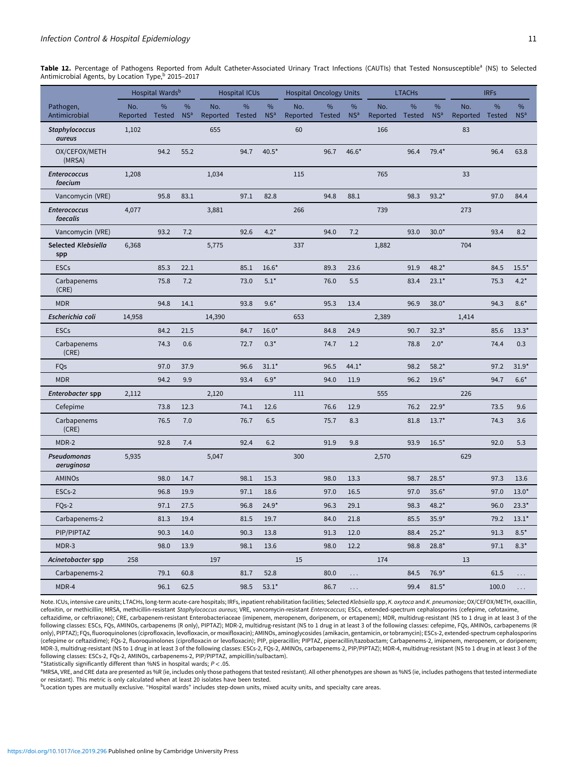**Table 12.** Percentage of Pathogens Reported from Adult Catheter-Associated Urinary Tract Infections (CAUTIs) that Tested Nonsusceptible[a] (NS) to Selected Antimicrobial Agents, by Location Type,[b] 2015–2017

| Pathogen, Antimicrobial | Hospital Wards[b] | | | Hospital ICUs | | | Hospital Oncology Units | | | LTACHs | | | IRFs | | |
|---|---|---|---|---|---|---|---|---|---|---|---|---|---|---|---|
| | No. Reported | % Tested | % NS[a] | No. Reported | % Tested | % NS[a] | No. Reported | % Tested | % NS[a] | No. Reported | % Tested | % NS[a] | No. Reported | % Tested | % NS[a] |
| ***Staphylococcus aureus*** | 1,102 | | | 655 | | | 60 | | | 166 | | | 83 | | |
| OX/CEFOX/METH (MRSA) | | 94.2 | 55.2 | | 94.7 | 40.5* | | 96.7 | 46.6* | | 96.4 | 79.4* | | 96.4 | 63.8 |
| ***Enterococcus faecium*** | 1,208 | | | 1,034 | | | 115 | | | 765 | | | 33 | | |
| Vancomycin (VRE) | | 95.8 | 83.1 | | 97.1 | 82.8 | | 94.8 | 88.1 | | 98.3 | 93.2* | | 97.0 | 84.4 |
| ***Enterococcus faecalis*** | 4,077 | | | 3,881 | | | 266 | | | 739 | | | 273 | | |
| Vancomycin (VRE) | | 93.2 | 7.2 | | 92.6 | 4.2* | | 94.0 | 7.2 | | 93.0 | 30.0* | | 93.4 | 8.2 |
| **Selected *Klebsiella* spp** | 6,368 | | | 5,775 | | | 337 | | | 1,882 | | | 704 | | |
| ESCs | | 85.3 | 22.1 | | 85.1 | 16.6* | | 89.3 | 23.6 | | 91.9 | 48.2* | | 84.5 | 15.5* |
| Carbapenems (CRE) | | 75.8 | 7.2 | | 73.0 | 5.1* | | 76.0 | 5.5 | | 83.4 | 23.1* | | 75.3 | 4.2* |
| MDR | | 94.8 | 14.1 | | 93.8 | 9.6* | | 95.3 | 13.4 | | 96.9 | 38.0* | | 94.3 | 8.6* |
| ***Escherichia coli*** | 14,958 | | | 14,390 | | | 653 | | | 2,389 | | | 1,414 | | |
| ESCs | | 84.2 | 21.5 | | 84.7 | 16.0* | | 84.8 | 24.9 | | 90.7 | 32.3* | | 85.6 | 13.3* |
| Carbapenems (CRE) | | 74.3 | 0.6 | | 72.7 | 0.3* | | 74.7 | 1.2 | | 78.8 | 2.0* | | 74.4 | 0.3 |
| FQs | | 97.0 | 37.9 | | 96.6 | 31.1* | | 96.5 | 44.1* | | 98.2 | 58.2* | | 97.2 | 31.9* |
| MDR | | 94.2 | 9.9 | | 93.4 | 6.9* | | 94.0 | 11.9 | | 96.2 | 19.6* | | 94.7 | 6.6* |
| ***Enterobacter* spp** | 2,112 | | | 2,120 | | | 111 | | | 555 | | | 226 | | |
| Cefepime | | 73.8 | 12.3 | | 74.1 | 12.6 | | 76.6 | 12.9 | | 76.2 | 22.9* | | 73.5 | 9.6 |
| Carbapenems (CRE) | | 76.5 | 7.0 | | 76.7 | 6.5 | | 75.7 | 8.3 | | 81.8 | 13.7* | | 74.3 | 3.6 |
| MDR-2 | | 92.8 | 7.4 | | 92.4 | 6.2 | | 91.9 | 9.8 | | 93.9 | 16.5* | | 92.0 | 5.3 |
| ***Pseudomonas aeruginosa*** | 5,935 | | | 5,047 | | | 300 | | | 2,570 | | | 629 | | |
| AMINOs | | 98.0 | 14.7 | | 98.1 | 15.3 | | 98.0 | 13.3 | | 98.7 | 28.5* | | 97.3 | 13.6 |
| ESCs-2 | | 96.8 | 19.9 | | 97.1 | 18.6 | | 97.0 | 16.5 | | 97.0 | 35.6* | | 97.0 | 13.0* |
| FQs-2 | | 97.1 | 27.5 | | 96.8 | 24.9* | | 96.3 | 29.1 | | 98.3 | 48.2* | | 96.0 | 23.3* |
| Carbapenems-2 | | 81.3 | 19.4 | | 81.5 | 19.7 | | 84.0 | 21.8 | | 85.5 | 35.9* | | 79.2 | 13.1* |
| PIP/PIPTAZ | | 90.3 | 14.0 | | 90.3 | 13.8 | | 91.3 | 12.0 | | 88.4 | 25.2* | | 91.3 | 8.5* |
| MDR-3 | | 98.0 | 13.9 | | 98.1 | 13.6 | | 98.0 | 12.2 | | 98.8 | 28.8* | | 97.1 | 8.3* |
| ***Acinetobacter* spp** | 258 | | | 197 | | | 15 | | | 174 | | | 13 | | |
| Carbapenems-2 | | 79.1 | 60.8 | | 81.7 | 52.8 | | 80.0 | ... | | 84.5 | 76.9* | | 61.5 | ... |
| MDR-4 | | 96.1 | 62.5 | | 98.5 | 53.1* | | 86.7 | ... | | 99.4 | 81.5* | | 100.0 | ... |

Note. ICUs, intensive care units; LTACHs, long-term acute-care hospitals; IRFs, inpatient rehabilitation facilities; Selected *Klebsiella* spp, *K. oxytoca* and *K. pneumoniae*; OX/CEFOX/METH, oxacillin, cefoxitin, or methicillin; MRSA, methicillin-resistant *Staphylococcus aureus*; VRE, vancomycin-resistant *Enterococcus*; ESCs, extended-spectrum cephalosporins (cefepime, cefotaxime, ceftazidime, or ceftriaxone); CRE, carbapenem-resistant Enterobacteriaceae (imipenem, meropenem, doripenem, or ertapenem); MDR, multidrug-resistant (NS to 1 drug in at least 3 of the following classes: ESCs, FQs, AMINOs, carbapenems (R only), PIPTAZ); MDR-2, multidrug-resistant (NS to 1 drug in at least 3 of the following classes: cefepime, FQs, AMINOs, carbapenems (R only), PIPTAZ); FQs, fluoroquinolones (ciprofloxacin, levofloxacin, or moxifloxacin); AMINOs, aminoglycosides (amikacin, gentamicin, or tobramycin); ESCs-2, extended-spectrum cephalosporins (cefepime or ceftazidime); FQs-2, fluoroquinolones (ciprofloxacin or levofloxacin); PIP, piperacillin; PIPTAZ, piperacillin/tazobactam; Carbapenems-2, imipenem, meropenem, or doripenem; MDR-3, multidrug-resistant (NS to 1 drug in at least 3 of the following classes: ESCs-2, FQs-2, AMINOs, carbapenems-2, PIP/PIPTAZ); MDR-4, multidrug-resistant (NS to 1 drug in at least 3 of the following classes: ESCs-2, FQs-2, AMINOs, carbapenems-2, PIP/PIPTAZ, ampicillin/sulbactam).

*Statistically significantly different than %NS in hospital wards; $P < .05$.

[a]MRSA, VRE, and CRE data are presented as %R (ie, includes only those pathogens that tested resistant). All other phenotypes are shown as %NS (ie, includes pathogens that tested intermediate or resistant). This metric is only calculated when at least 20 isolates have been tested.

[b]Location types are mutually exclusive. "Hospital wards" includes step-down units, mixed acuity units, and specialty care areas.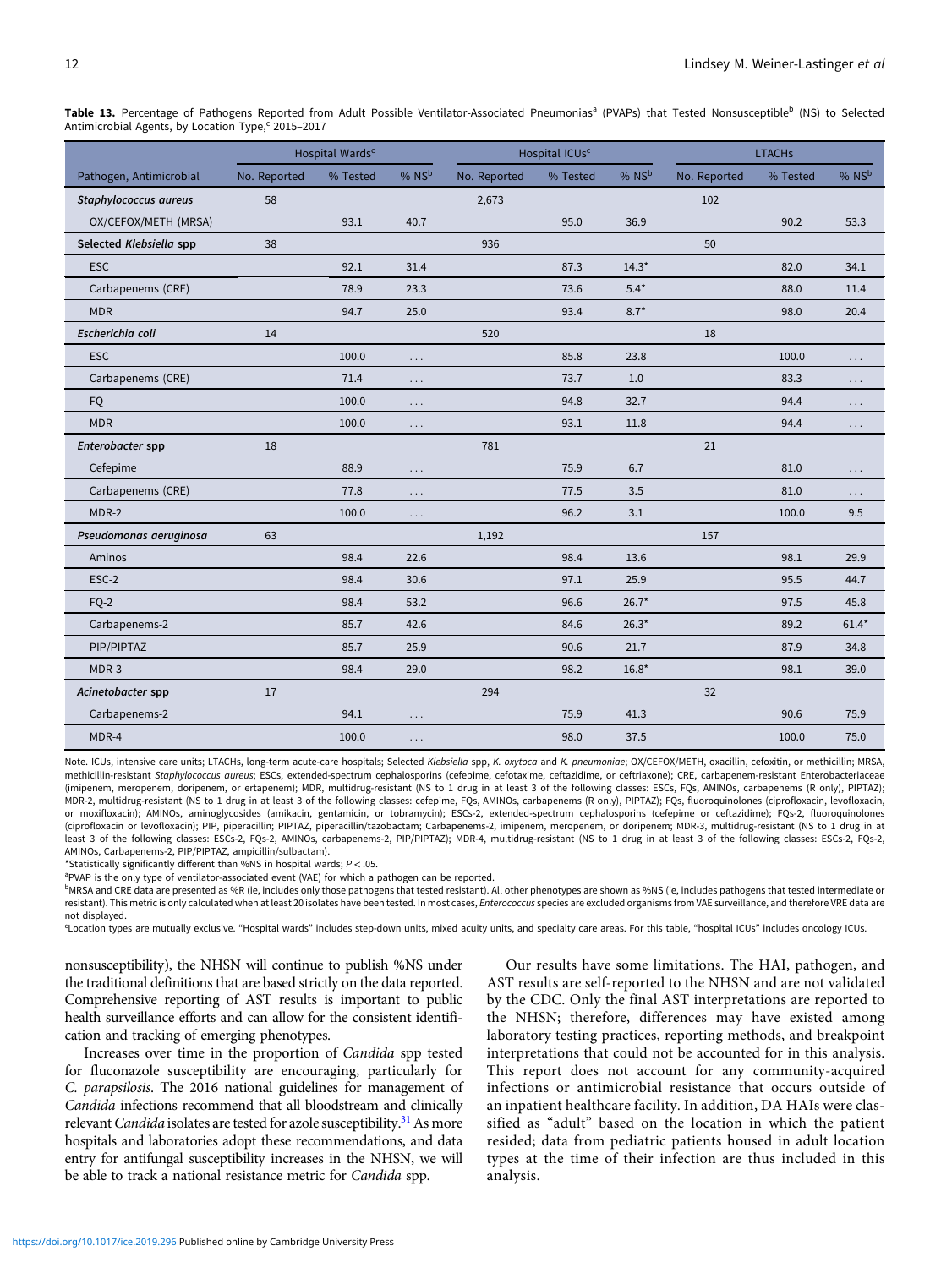**Table 13.** Percentage of Pathogens Reported from Adult Possible Ventilator-Associated Pneumonias[a] (PVAPs) that Tested Nonsusceptible[b] (NS) to Selected Antimicrobial Agents, by Location Type,[c] 2015–2017

| | Hospital Wards[c] | | | Hospital ICUs[c] | | | LTACHs | | |
|---|---|---|---|---|---|---|---|---|---|
| Pathogen, Antimicrobial | No. Reported | % Tested | % NS[b] | No. Reported | % Tested | % NS[b] | No. Reported | % Tested | % NS[b] |
| ***Staphylococcus aureus*** | 58 | | | 2,673 | | | 102 | | |
| OX/CEFOX/METH (MRSA) | | 93.1 | 40.7 | | 95.0 | 36.9 | | 90.2 | 53.3 |
| **Selected *Klebsiella* spp** | 38 | | | 936 | | | 50 | | |
| ESC | | 92.1 | 31.4 | | 87.3 | 14.3* | | 82.0 | 34.1 |
| Carbapenems (CRE) | | 78.9 | 23.3 | | 73.6 | 5.4* | | 88.0 | 11.4 |
| MDR | | 94.7 | 25.0 | | 93.4 | 8.7* | | 98.0 | 20.4 |
| ***Escherichia coli*** | 14 | | | 520 | | | 18 | | |
| ESC | | 100.0 | . . . | | 85.8 | 23.8 | | 100.0 | . . . |
| Carbapenems (CRE) | | 71.4 | . . . | | 73.7 | 1.0 | | 83.3 | . . . |
| FQ | | 100.0 | . . . | | 94.8 | 32.7 | | 94.4 | . . . |
| MDR | | 100.0 | . . . | | 93.1 | 11.8 | | 94.4 | . . . |
| ***Enterobacter* spp** | 18 | | | 781 | | | 21 | | |
| Cefepime | | 88.9 | . . . | | 75.9 | 6.7 | | 81.0 | . . . |
| Carbapenems (CRE) | | 77.8 | . . . | | 77.5 | 3.5 | | 81.0 | . . . |
| MDR-2 | | 100.0 | . . . | | 96.2 | 3.1 | | 100.0 | 9.5 |
| ***Pseudomonas aeruginosa*** | 63 | | | 1,192 | | | 157 | | |
| Aminos | | 98.4 | 22.6 | | 98.4 | 13.6 | | 98.1 | 29.9 |
| ESC-2 | | 98.4 | 30.6 | | 97.1 | 25.9 | | 95.5 | 44.7 |
| FQ-2 | | 98.4 | 53.2 | | 96.6 | 26.7* | | 97.5 | 45.8 |
| Carbapenems-2 | | 85.7 | 42.6 | | 84.6 | 26.3* | | 89.2 | 61.4* |
| PIP/PIPTAZ | | 85.7 | 25.9 | | 90.6 | 21.7 | | 87.9 | 34.8 |
| MDR-3 | | 98.4 | 29.0 | | 98.2 | 16.8* | | 98.1 | 39.0 |
| ***Acinetobacter* spp** | 17 | | | 294 | | | 32 | | |
| Carbapenems-2 | | 94.1 | . . . | | 75.9 | 41.3 | | 90.6 | 75.9 |
| MDR-4 | | 100.0 | . . . | | 98.0 | 37.5 | | 100.0 | 75.0 |

Note. ICUs, intensive care units; LTACHs, long-term acute-care hospitals; Selected *Klebsiella* spp, *K. oxytoca* and *K. pneumoniae*; OX/CEFOX/METH, oxacillin, cefoxitin, or methicillin; MRSA, methicillin-resistant *Staphylococcus aureus*; ESCs, extended-spectrum cephalosporins (cefepime, cefotaxime, ceftazidime, or ceftriaxone); CRE, carbapenem-resistant Enterobacteriaceae (imipenem, meropenem, doripenem, or ertapenem); MDR, multidrug-resistant (NS to 1 drug in at least 3 of the following classes: ESCs, FQs, AMINOs, carbapenems (R only), PIPTAZ); MDR-2, multidrug-resistant (NS to 1 drug in at least 3 of the following classes: cefepime, FQs, AMINOs, carbapenems (R only), PIPTAZ); FQs, fluoroquinolones (ciprofloxacin, levofloxacin, or moxifloxacin); AMINOs, aminoglycosides (amikacin, gentamicin, or tobramycin); ESCs-2, extended-spectrum cephalosporins (cefepime or ceftazidime); FQs-2, fluoroquinolones (ciprofloxacin or levofloxacin); PIP, piperacillin; PIPTAZ, piperacillin/tazobactam; Carbapenems-2, imipenem, meropenem, or doripenem; MDR-3, multidrug-resistant (NS to 1 drug in at least 3 of the following classes: ESCs-2, FQs-2, AMINOs, carbapenems-2, PIP/PIPTAZ); MDR-4, multidrug-resistant (NS to 1 drug in at least 3 of the following classes: ESCs-2, FQs-2, AMINOs, Carbapenems-2, PIP/PIPTAZ, ampicillin/sulbactam).

*Statistically significantly different than %NS in hospital wards; $P < .05$.

[a]PVAP is the only type of ventilator-associated event (VAE) for which a pathogen can be reported.

[b]MRSA and CRE data are presented as %R (ie, includes only those pathogens that tested resistant). All other phenotypes are shown as %NS (ie, includes pathogens that tested intermediate or resistant). This metric is only calculated when at least 20 isolates have been tested. In most cases, *Enterococcus* species are excluded organisms from VAE surveillance, and therefore VRE data are not displayed.

[c]Location types are mutually exclusive. "Hospital wards" includes step-down units, mixed acuity units, and specialty care areas. For this table, "hospital ICUs" includes oncology ICUs.

nonsusceptibility), the NHSN will continue to publish %NS under the traditional definitions that are based strictly on the data reported. Comprehensive reporting of AST results is important to public health surveillance efforts and can allow for the consistent identification and tracking of emerging phenotypes.

Increases over time in the proportion of *Candida* spp tested for fluconazole susceptibility are encouraging, particularly for *C. parapsilosis*. The 2016 national guidelines for management of *Candida* infections recommend that all bloodstream and clinically relevant *Candida* isolates are tested for azole susceptibility.[31] As more hospitals and laboratories adopt these recommendations, and data entry for antifungal susceptibility increases in the NHSN, we will be able to track a national resistance metric for *Candida* spp.

Our results have some limitations. The HAI, pathogen, and AST results are self-reported to the NHSN and are not validated by the CDC. Only the final AST interpretations are reported to the NHSN; therefore, differences may have existed among laboratory testing practices, reporting methods, and breakpoint interpretations that could not be accounted for in this analysis. This report does not account for any community-acquired infections or antimicrobial resistance that occurs outside of an inpatient healthcare facility. In addition, DA HAIs were classified as "adult" based on the location in which the patient resided; data from pediatric patients housed in adult location types at the time of their infection are thus included in this analysis.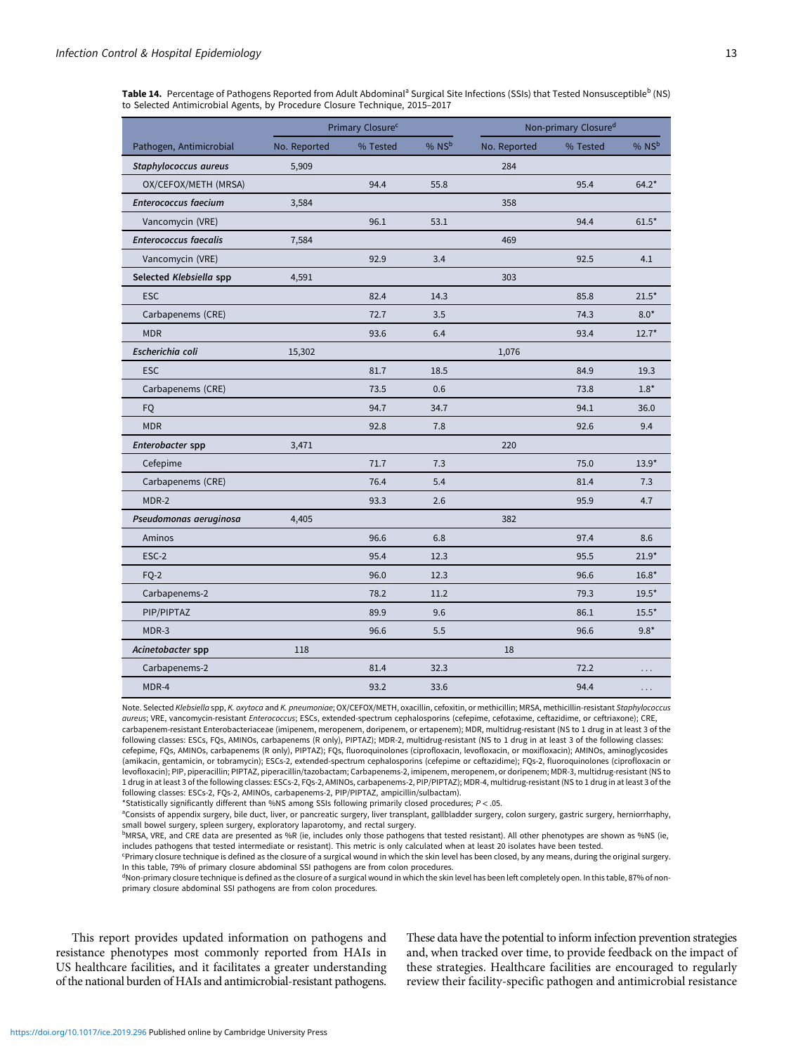**Table 14.** Percentage of Pathogens Reported from Adult Abdominal[a] Surgical Site Infections (SSIs) that Tested Nonsusceptible[b] (NS) to Selected Antimicrobial Agents, by Procedure Closure Technique, 2015–2017

| | Primary Closure[c] | | | Non-primary Closure[d] | | |
|---|---|---|---|---|---|---|
| Pathogen, Antimicrobial | No. Reported | % Tested | % NS[b] | No. Reported | % Tested | % NS[b] |
| ***Staphylococcus aureus*** | 5,909 | | | 284 | | |
| OX/CEFOX/METH (MRSA) | | 94.4 | 55.8 | | 95.4 | 64.2* |
| ***Enterococcus faecium*** | 3,584 | | | 358 | | |
| Vancomycin (VRE) | | 96.1 | 53.1 | | 94.4 | 61.5* |
| ***Enterococcus faecalis*** | 7,584 | | | 469 | | |
| Vancomycin (VRE) | | 92.9 | 3.4 | | 92.5 | 4.1 |
| **Selected *Klebsiella* spp** | 4,591 | | | 303 | | |
| ESC | | 82.4 | 14.3 | | 85.8 | 21.5* |
| Carbapenems (CRE) | | 72.7 | 3.5 | | 74.3 | 8.0* |
| MDR | | 93.6 | 6.4 | | 93.4 | 12.7* |
| ***Escherichia coli*** | 15,302 | | | 1,076 | | |
| ESC | | 81.7 | 18.5 | | 84.9 | 19.3 |
| Carbapenems (CRE) | | 73.5 | 0.6 | | 73.8 | 1.8* |
| FQ | | 94.7 | 34.7 | | 94.1 | 36.0 |
| MDR | | 92.8 | 7.8 | | 92.6 | 9.4 |
| ***Enterobacter* spp** | 3,471 | | | 220 | | |
| Cefepime | | 71.7 | 7.3 | | 75.0 | 13.9* |
| Carbapenems (CRE) | | 76.4 | 5.4 | | 81.4 | 7.3 |
| MDR-2 | | 93.3 | 2.6 | | 95.9 | 4.7 |
| ***Pseudomonas aeruginosa*** | 4,405 | | | 382 | | |
| Aminos | | 96.6 | 6.8 | | 97.4 | 8.6 |
| ESC-2 | | 95.4 | 12.3 | | 95.5 | 21.9* |
| FQ-2 | | 96.0 | 12.3 | | 96.6 | 16.8* |
| Carbapenems-2 | | 78.2 | 11.2 | | 79.3 | 19.5* |
| PIP/PIPTAZ | | 89.9 | 9.6 | | 86.1 | 15.5* |
| MDR-3 | | 96.6 | 5.5 | | 96.6 | 9.8* |
| ***Acinetobacter* spp** | 118 | | | 18 | | |
| Carbapenems-2 | | 81.4 | 32.3 | | 72.2 | ... |
| MDR-4 | | 93.2 | 33.6 | | 94.4 | ... |

Note. Selected *Klebsiella* spp, *K. oxytoca* and *K. pneumoniae*; OX/CEFOX/METH, oxacillin, cefoxitin, or methicillin; MRSA, methicillin-resistant *Staphylococcus aureus*; VRE, vancomycin-resistant *Enterococcus*; ESCs, extended-spectrum cephalosporins (cefepime, cefotaxime, ceftazidime, or ceftriaxone); CRE, carbapenem-resistant Enterobacteriaceae (imipenem, meropenem, doripenem, or ertapenem); MDR, multidrug-resistant (NS to 1 drug in at least 3 of the following classes: ESCs, FQs, AMINOs, carbapenems (R only), PIPTAZ); MDR-2, multidrug-resistant (NS to 1 drug in at least 3 of the following classes: cefepime, FQs, AMINOs, carbapenems (R only), PIPTAZ); FQs, fluoroquinolones (ciprofloxacin, levofloxacin, or moxifloxacin); AMINOs, aminoglycosides (amikacin, gentamicin, or tobramycin); ESCs-2, extended-spectrum cephalosporins (cefepime or ceftazidime); FQs-2, fluoroquinolones (ciprofloxacin or levofloxacin); PIP, piperacillin; PIPTAZ, piperacillin/tazobactam; Carbapenems-2, imipenem, meropenem, or doripenem; MDR-3, multidrug-resistant (NS to 1 drug in at least 3 of the following classes: ESCs-2, FQs-2, AMINOs, carbapenems-2, PIP/PIPTAZ); MDR-4, multidrug-resistant (NS to 1 drug in at least 3 of the following classes: ESCs-2, FQs-2, AMINOs, carbapenems-2, PIP/PIPTAZ, ampicillin/sulbactam).

*Statistically significantly different than %NS among SSIs following primarily closed procedures; $P < .05$.

[a]Consists of appendix surgery, bile duct, liver, or pancreatic surgery, liver transplant, gallbladder surgery, colon surgery, gastric surgery, herniorrhaphy, small bowel surgery, spleen surgery, exploratory laparotomy, and rectal surgery.

[b]MRSA, VRE, and CRE data are presented as %R (ie, includes only those pathogens that tested resistant). All other phenotypes are shown as %NS (ie, includes pathogens that tested intermediate or resistant). This metric is only calculated when at least 20 isolates have been tested.

[c]Primary closure technique is defined as the closure of a surgical wound in which the skin level has been closed, by any means, during the original surgery. In this table, 79% of primary closure abdominal SSI pathogens are from colon procedures.

[d]Non-primary closure technique is defined as the closure of a surgical wound in which the skin level has been left completely open. In this table, 87% of non-primary closure abdominal SSI pathogens are from colon procedures.

This report provides updated information on pathogens and resistance phenotypes most commonly reported from HAIs in US healthcare facilities, and it facilitates a greater understanding of the national burden of HAIs and antimicrobial-resistant pathogens. These data have the potential to inform infection prevention strategies and, when tracked over time, to provide feedback on the impact of these strategies. Healthcare facilities are encouraged to regularly review their facility-specific pathogen and antimicrobial resistance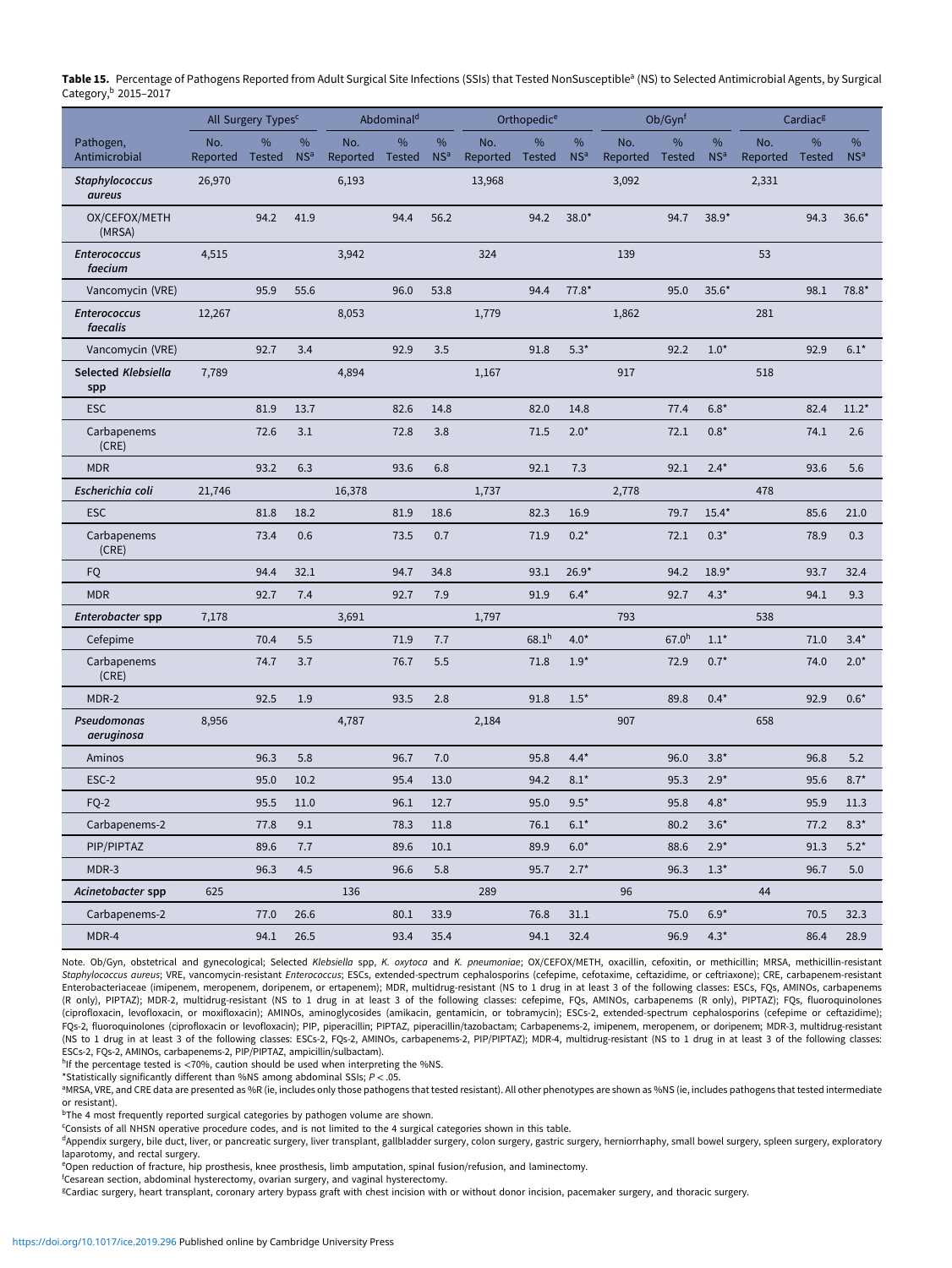**Table 15.** Percentage of Pathogens Reported from Adult Surgical Site Infections (SSIs) that Tested NonSusceptible[a] (NS) to Selected Antimicrobial Agents, by Surgical Category,[b] 2015–2017

| | All Surgery Types[c] | | | Abdominal[d] | | | Orthopedic[e] | | | Ob/Gyn[f] | | | Cardiac[g] | | |
|---|---|---|---|---|---|---|---|---|---|---|---|---|---|---|---|
| Pathogen, Antimicrobial | No. Reported | % Tested | % NS[a] | No. Reported | % Tested | % NS[a] | No. Reported | % Tested | % NS[a] | No. Reported | % Tested | % NS[a] | No. Reported | % Tested | % NS[a] |
| ***Staphylococcus aureus*** | 26,970 | | | 6,193 | | | 13,968 | | | 3,092 | | | 2,331 | | |
| OX/CEFOX/METH (MRSA) | | 94.2 | 41.9 | | 94.4 | 56.2 | | 94.2 | 38.0* | | 94.7 | 38.9* | | 94.3 | 36.6* |
| ***Enterococcus faecium*** | 4,515 | | | 3,942 | | | 324 | | | 139 | | | 53 | | |
| Vancomycin (VRE) | | 95.9 | 55.6 | | 96.0 | 53.8 | | 94.4 | 77.8* | | 95.0 | 35.6* | | 98.1 | 78.8* |
| ***Enterococcus faecalis*** | 12,267 | | | 8,053 | | | 1,779 | | | 1,862 | | | 281 | | |
| Vancomycin (VRE) | | 92.7 | 3.4 | | 92.9 | 3.5 | | 91.8 | 5.3* | | 92.2 | 1.0* | | 92.9 | 6.1* |
| **Selected *Klebsiella* spp** | 7,789 | | | 4,894 | | | 1,167 | | | 917 | | | 518 | | |
| ESC | | 81.9 | 13.7 | | 82.6 | 14.8 | | 82.0 | 14.8 | | 77.4 | 6.8* | | 82.4 | 11.2* |
| Carbapenems (CRE) | | 72.6 | 3.1 | | 72.8 | 3.8 | | 71.5 | 2.0* | | 72.1 | 0.8* | | 74.1 | 2.6 |
| MDR | | 93.2 | 6.3 | | 93.6 | 6.8 | | 92.1 | 7.3 | | 92.1 | 2.4* | | 93.6 | 5.6 |
| ***Escherichia coli*** | 21,746 | | | 16,378 | | | 1,737 | | | 2,778 | | | 478 | | |
| ESC | | 81.8 | 18.2 | | 81.9 | 18.6 | | 82.3 | 16.9 | | 79.7 | 15.4* | | 85.6 | 21.0 |
| Carbapenems (CRE) | | 73.4 | 0.6 | | 73.5 | 0.7 | | 71.9 | 0.2* | | 72.1 | 0.3* | | 78.9 | 0.3 |
| FQ | | 94.4 | 32.1 | | 94.7 | 34.8 | | 93.1 | 26.9* | | 94.2 | 18.9* | | 93.7 | 32.4 |
| MDR | | 92.7 | 7.4 | | 92.7 | 7.9 | | 91.9 | 6.4* | | 92.7 | 4.3* | | 94.1 | 9.3 |
| ***Enterobacter* spp** | 7,178 | | | 3,691 | | | 1,797 | | | 793 | | | 538 | | |
| Cefepime | | 70.4 | 5.5 | | 71.9 | 7.7 | | 68.1[h] | 4.0* | | 67.0[h] | 1.1* | | 71.0 | 3.4* |
| Carbapenems (CRE) | | 74.7 | 3.7 | | 76.7 | 5.5 | | 71.8 | 1.9* | | 72.9 | 0.7* | | 74.0 | 2.0* |
| MDR-2 | | 92.5 | 1.9 | | 93.5 | 2.8 | | 91.8 | 1.5* | | 89.8 | 0.4* | | 92.9 | 0.6* |
| ***Pseudomonas aeruginosa*** | 8,956 | | | 4,787 | | | 2,184 | | | 907 | | | 658 | | |
| Aminos | | 96.3 | 5.8 | | 96.7 | 7.0 | | 95.8 | 4.4* | | 96.0 | 3.8* | | 96.8 | 5.2 |
| ESC-2 | | 95.0 | 10.2 | | 95.4 | 13.0 | | 94.2 | 8.1* | | 95.3 | 2.9* | | 95.6 | 8.7* |
| FQ-2 | | 95.5 | 11.0 | | 96.1 | 12.7 | | 95.0 | 9.5* | | 95.8 | 4.8* | | 95.9 | 11.3 |
| Carbapenems-2 | | 77.8 | 9.1 | | 78.3 | 11.8 | | 76.1 | 6.1* | | 80.2 | 3.6* | | 77.2 | 8.3* |
| PIP/PIPTAZ | | 89.6 | 7.7 | | 89.6 | 10.1 | | 89.9 | 6.0* | | 88.6 | 2.9* | | 91.3 | 5.2* |
| MDR-3 | | 96.3 | 4.5 | | 96.6 | 5.8 | | 95.7 | 2.7* | | 96.3 | 1.3* | | 96.7 | 5.0 |
| ***Acinetobacter* spp** | 625 | | | 136 | | | 289 | | | 96 | | | 44 | | |
| Carbapenems-2 | | 77.0 | 26.6 | | 80.1 | 33.9 | | 76.8 | 31.1 | | 75.0 | 6.9* | | 70.5 | 32.3 |
| MDR-4 | | 94.1 | 26.5 | | 93.4 | 35.4 | | 94.1 | 32.4 | | 96.9 | 4.3* | | 86.4 | 28.9 |

Note. Ob/Gyn, obstetrical and gynecological; Selected *Klebsiella* spp, *K. oxytoca* and *K. pneumoniae*; OX/CEFOX/METH, oxacillin, cefoxitin, or methicillin; MRSA, methicillin-resistant *Staphylococcus aureus*; VRE, vancomycin-resistant *Enterococcus*; ESCs, extended-spectrum cephalosporins (cefepime, cefotaxime, ceftazidime, or ceftriaxone); CRE, carbapenem-resistant Enterobacteriaceae (imipenem, meropenem, doripenem, or ertapenem); MDR, multidrug-resistant (NS to 1 drug in at least 3 of the following classes: ESCs, FQs, AMINOs, carbapenems (R only), PIPTAZ); MDR-2, multidrug-resistant (NS to 1 drug in at least 3 of the following classes: cefepime, FQs, AMINOs, carbapenems (R only), PIPTAZ); FQs, fluoroquinolones (ciprofloxacin, levofloxacin, or moxifloxacin); AMINOs, aminoglycosides (amikacin, gentamicin, or tobramycin); ESCs-2, extended-spectrum cephalosporins (cefepime or ceftazidime); FQs-2, fluoroquinolones (ciprofloxacin or levofloxacin); PIP, piperacillin; PIPTAZ, piperacillin/tazobactam; Carbapenems-2, imipenem, meropenem, or doripenem; MDR-3, multidrug-resistant (NS to 1 drug in at least 3 of the following classes: ESCs-2, FQs-2, AMINOs, carbapenems-2, PIP/PIPTAZ); MDR-4, multidrug-resistant (NS to 1 drug in at least 3 of the following classes: ESCs-2, FQs-2, AMINOs, carbapenems-2, PIP/PIPTAZ, ampicillin/sulbactam).

[h]If the percentage tested is <70%, caution should be used when interpreting the %NS.

*Statistically significantly different than %NS among abdominal SSIs; $P < .05$.

[a]MRSA, VRE, and CRE data are presented as %R (ie, includes only those pathogens that tested resistant). All other phenotypes are shown as %NS (ie, includes pathogens that tested intermediate or resistant).

[b]The 4 most frequently reported surgical categories by pathogen volume are shown.

[c]Consists of all NHSN operative procedure codes, and is not limited to the 4 surgical categories shown in this table.

[d]Appendix surgery, bile duct, liver, or pancreatic surgery, liver transplant, gallbladder surgery, colon surgery, gastric surgery, herniorrhaphy, small bowel surgery, spleen surgery, exploratory laparotomy, and rectal surgery.

[e]Open reduction of fracture, hip prosthesis, knee prosthesis, limb amputation, spinal fusion/refusion, and laminectomy.

[f]Cesarean section, abdominal hysterectomy, ovarian surgery, and vaginal hysterectomy.

[g]Cardiac surgery, heart transplant, coronary artery bypass graft with chest incision with or without donor incision, pacemaker surgery, and thoracic surgery.

https://doi.org/10.1017/ice.2019.296 Published online by Cambridge University Press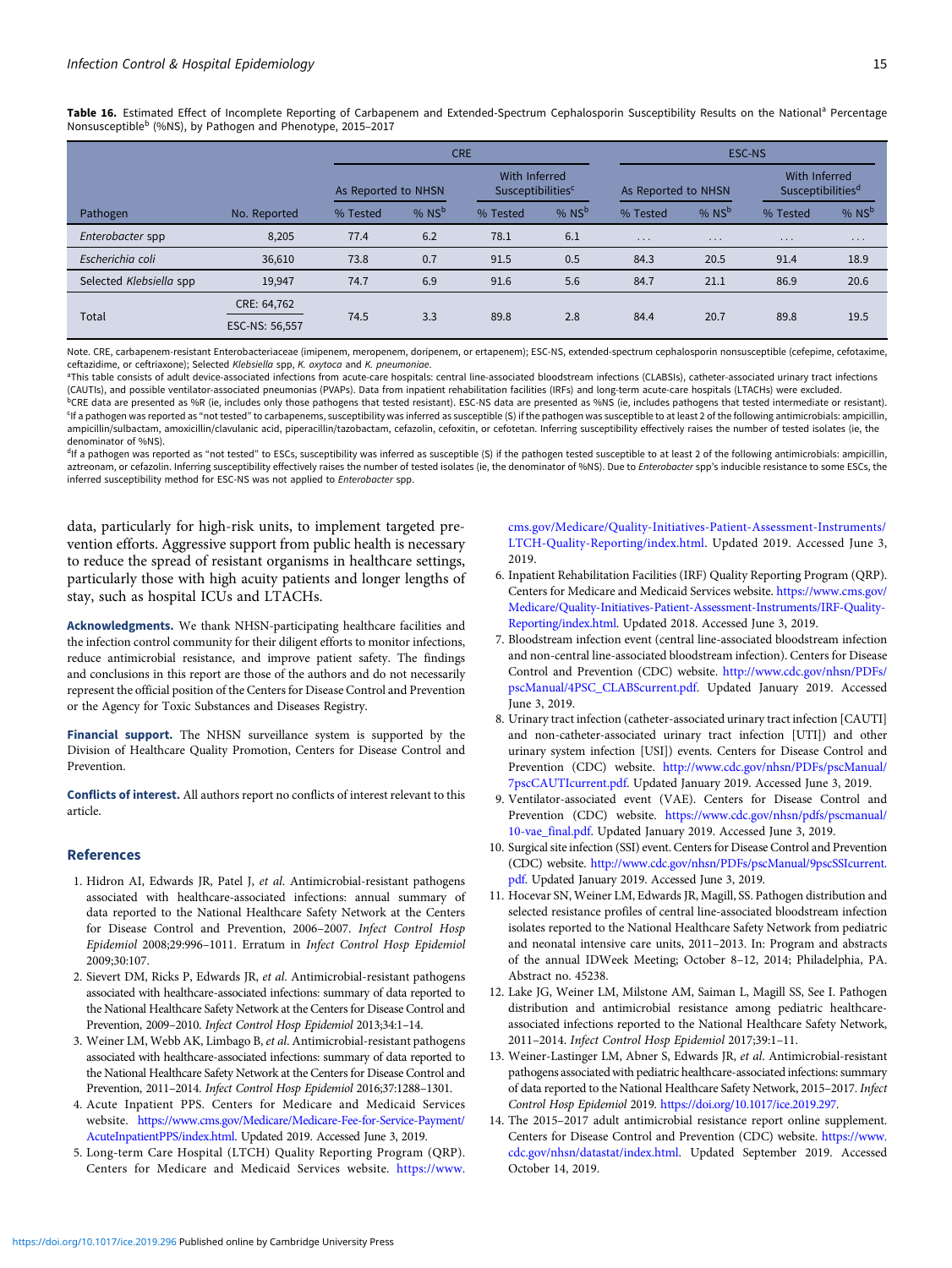**Table 16.** Estimated Effect of Incomplete Reporting of Carbapenem and Extended-Spectrum Cephalosporin Susceptibility Results on the National[a] Percentage Nonsusceptible[b] (%NS), by Pathogen and Phenotype, 2015–2017

| | | CRE | | | | ESC-NS | | | |
|---|---|---|---|---|---|---|---|---|---|
| | | As Reported to NHSN | | With Inferred Susceptibilities[c] | | As Reported to NHSN | | With Inferred Susceptibilities[d] | |
| Pathogen | No. Reported | % Tested | % NS[b] | % Tested | % NS[b] | % Tested | % NS[b] | % Tested | % NS[b] |
| *Enterobacter* spp | 8,205 | 77.4 | 6.2 | 78.1 | 6.1 | ... | ... | ... | ... |
| *Escherichia coli* | 36,610 | 73.8 | 0.7 | 91.5 | 0.5 | 84.3 | 20.5 | 91.4 | 18.9 |
| Selected *Klebsiella* spp | 19,947 | 74.7 | 6.9 | 91.6 | 5.6 | 84.7 | 21.1 | 86.9 | 20.6 |
| Total | CRE: 64,762 ESC-NS: 56,557 | 74.5 | 3.3 | 89.8 | 2.8 | 84.4 | 20.7 | 89.8 | 19.5 |

Note. CRE, carbapenem-resistant Enterobacteriaceae (imipenem, meropenem, doripenem, or ertapenem); ESC-NS, extended-spectrum cephalosporin nonsusceptible (cefepime, cefotaxime, ceftazidime, or ceftriaxone); Selected *Klebsiella* spp, *K. oxytoca* and *K. pneumoniae*.

[a]This table consists of adult device-associated infections from acute-care hospitals: central line-associated bloodstream infections (CLABSIs), catheter-associated urinary tract infections (CAUTIs), and possible ventilator-associated pneumonias (PVAPs). Data from inpatient rehabilitation facilities (IRFs) and long-term acute-care hospitals (LTACHs) were excluded.

[b]CRE data are presented as %R (ie, includes only those pathogens that tested resistant). ESC-NS data are presented as %NS (ie, includes pathogens that tested intermediate or resistant).

[c]If a pathogen was reported as "not tested" to carbapenems, susceptibility was inferred as susceptible (S) if the pathogen was susceptible to at least 2 of the following antimicrobials: ampicillin, ampicillin/sulbactam, amoxicillin/clavulanic acid, piperacillin/tazobactam, cefazolin, cefoxitin, or cefotetan. Inferring susceptibility effectively raises the number of tested isolates (ie, the denominator of %NS).

[d]If a pathogen was reported as "not tested" to ESCs, susceptibility was inferred as susceptible (S) if the pathogen tested susceptible to at least 2 of the following antimicrobials: ampicillin, aztreonam, or cefazolin. Inferring susceptibility effectively raises the number of tested isolates (ie, the denominator of %NS). Due to *Enterobacter* spp's inducible resistance to some ESCs, the inferred susceptibility method for ESC-NS was not applied to *Enterobacter* spp.

data, particularly for high-risk units, to implement targeted prevention efforts. Aggressive support from public health is necessary to reduce the spread of resistant organisms in healthcare settings, particularly those with high acuity patients and longer lengths of stay, such as hospital ICUs and LTACHs.

**Acknowledgments.** We thank NHSN-participating healthcare facilities and the infection control community for their diligent efforts to monitor infections, reduce antimicrobial resistance, and improve patient safety. The findings and conclusions in this report are those of the authors and do not necessarily represent the official position of the Centers for Disease Control and Prevention or the Agency for Toxic Substances and Diseases Registry.

**Financial support.** The NHSN surveillance system is supported by the Division of Healthcare Quality Promotion, Centers for Disease Control and Prevention.

**Conflicts of interest.** All authors report no conflicts of interest relevant to this article.

## References

1. Hidron AI, Edwards JR, Patel J, *et al*. Antimicrobial-resistant pathogens associated with healthcare-associated infections: annual summary of data reported to the National Healthcare Safety Network at the Centers for Disease Control and Prevention, 2006–2007. *Infect Control Hosp Epidemiol* 2008;29:996–1011. Erratum in *Infect Control Hosp Epidemiol* 2009;30:107.
2. Sievert DM, Ricks P, Edwards JR, *et al*. Antimicrobial-resistant pathogens associated with healthcare-associated infections: summary of data reported to the National Healthcare Safety Network at the Centers for Disease Control and Prevention, 2009–2010. *Infect Control Hosp Epidemiol* 2013;34:1–14.
3. Weiner LM, Webb AK, Limbago B, *et al*. Antimicrobial-resistant pathogens associated with healthcare-associated infections: summary of data reported to the National Healthcare Safety Network at the Centers for Disease Control and Prevention, 2011–2014. *Infect Control Hosp Epidemiol* 2016;37:1288–1301.
4. Acute Inpatient PPS. Centers for Medicare and Medicaid Services website. https://www.cms.gov/Medicare/Medicare-Fee-for-Service-Payment/AcuteInpatientPPS/index.html. Updated 2019. Accessed June 3, 2019.
5. Long-term Care Hospital (LTCH) Quality Reporting Program (QRP). Centers for Medicare and Medicaid Services website. https://www.cms.gov/Medicare/Quality-Initiatives-Patient-Assessment-Instruments/LTCH-Quality-Reporting/index.html. Updated 2019. Accessed June 3, 2019.
6. Inpatient Rehabilitation Facilities (IRF) Quality Reporting Program (QRP). Centers for Medicare and Medicaid Services website. https://www.cms.gov/Medicare/Quality-Initiatives-Patient-Assessment-Instruments/IRF-Quality-Reporting/index.html. Updated 2018. Accessed June 3, 2019.
7. Bloodstream infection event (central line-associated bloodstream infection and non-central line-associated bloodstream infection). Centers for Disease Control and Prevention (CDC) website. http://www.cdc.gov/nhsn/PDFs/pscManual/4PSC_CLABScurrent.pdf. Updated January 2019. Accessed June 3, 2019.
8. Urinary tract infection (catheter-associated urinary tract infection [CAUTI] and non-catheter-associated urinary tract infection [UTI]) and other urinary system infection [USI]) events. Centers for Disease Control and Prevention (CDC) website. http://www.cdc.gov/nhsn/PDFs/pscManual/7pscCAUTIcurrent.pdf. Updated January 2019. Accessed June 3, 2019.
9. Ventilator-associated event (VAE). Centers for Disease Control and Prevention (CDC) website. https://www.cdc.gov/nhsn/pdfs/pscmanual/10-vae_final.pdf. Updated January 2019. Accessed June 3, 2019.
10. Surgical site infection (SSI) event. Centers for Disease Control and Prevention (CDC) website. http://www.cdc.gov/nhsn/PDFs/pscManual/9pscSSIcurrent.pdf. Updated January 2019. Accessed June 3, 2019.
11. Hocevar SN, Weiner LM, Edwards JR, Magill, SS. Pathogen distribution and selected resistance profiles of central line-associated bloodstream infection isolates reported to the National Healthcare Safety Network from pediatric and neonatal intensive care units, 2011–2013. In: Program and abstracts of the annual IDWeek Meeting; October 8–12, 2014; Philadelphia, PA. Abstract no. 45238.
12. Lake JG, Weiner LM, Milstone AM, Saiman L, Magill SS, See I. Pathogen distribution and antimicrobial resistance among pediatric healthcare-associated infections reported to the National Healthcare Safety Network, 2011–2014. *Infect Control Hosp Epidemiol* 2017;39:1–11.
13. Weiner-Lastinger LM, Abner S, Edwards JR, *et al*. Antimicrobial-resistant pathogens associated with pediatric healthcare-associated infections: summary of data reported to the National Healthcare Safety Network, 2015–2017. *Infect Control Hosp Epidemiol* 2019. https://doi.org/10.1017/ice.2019.297.
14. The 2015–2017 adult antimicrobial resistance report online supplement. Centers for Disease Control and Prevention (CDC) website. https://www.cdc.gov/nhsn/datastat/index.html. Updated September 2019. Accessed October 14, 2019.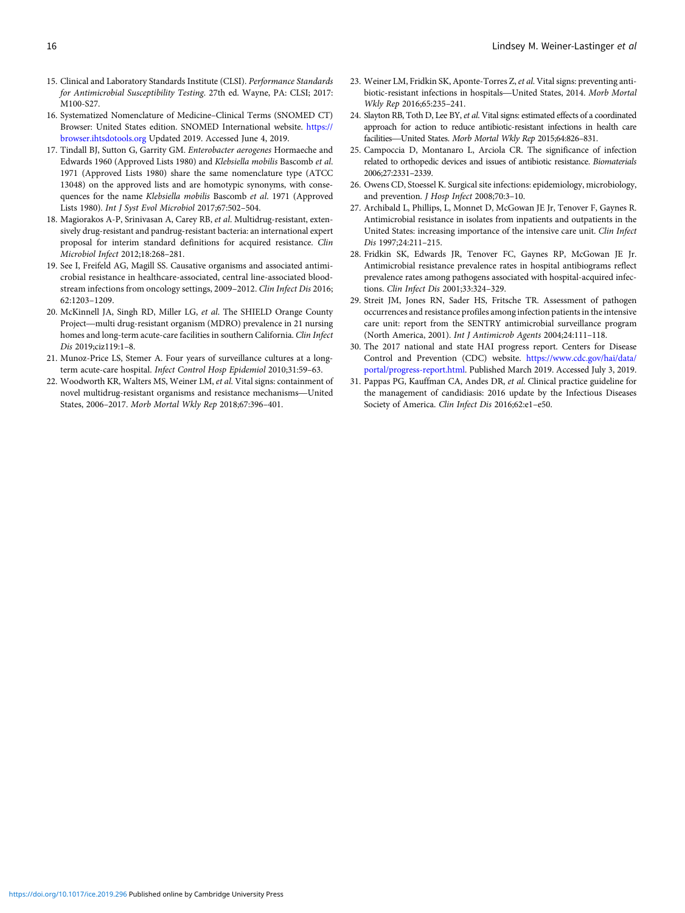15. Clinical and Laboratory Standards Institute (CLSI). *Performance Standards for Antimicrobial Susceptibility Testing*. 27th ed. Wayne, PA: CLSI; 2017: M100-S27.
16. Systematized Nomenclature of Medicine–Clinical Terms (SNOMED CT) Browser: United States edition. SNOMED International website. https://browser.ihtsdotools.org Updated 2019. Accessed June 4, 2019.
17. Tindall BJ, Sutton G, Garrity GM. *Enterobacter aerogenes* Hormaeche and Edwards 1960 (Approved Lists 1980) and *Klebsiella mobilis* Bascomb *et al*. 1971 (Approved Lists 1980) share the same nomenclature type (ATCC 13048) on the approved lists and are homotypic synonyms, with consequences for the name *Klebsiella mobilis* Bascomb *et al*. 1971 (Approved Lists 1980). *Int J Syst Evol Microbiol* 2017;67:502–504.
18. Magiorakos A-P, Srinivasan A, Carey RB, *et al*. Multidrug-resistant, extensively drug-resistant and pandrug-resistant bacteria: an international expert proposal for interim standard definitions for acquired resistance. *Clin Microbiol Infect* 2012;18:268–281.
19. See I, Freifeld AG, Magill SS. Causative organisms and associated antimicrobial resistance in healthcare-associated, central line-associated bloodstream infections from oncology settings, 2009–2012. *Clin Infect Dis* 2016; 62:1203–1209.
20. McKinnell JA, Singh RD, Miller LG, *et al*. The SHIELD Orange County Project—multi drug-resistant organism (MDRO) prevalence in 21 nursing homes and long-term acute-care facilities in southern California. *Clin Infect Dis* 2019;ciz119:1–8.
21. Munoz-Price LS, Stemer A. Four years of surveillance cultures at a long-term acute-care hospital. *Infect Control Hosp Epidemiol* 2010;31:59–63.
22. Woodworth KR, Walters MS, Weiner LM, *et al*. Vital signs: containment of novel multidrug-resistant organisms and resistance mechanisms—United States, 2006–2017. *Morb Mortal Wkly Rep* 2018;67:396–401.
23. Weiner LM, Fridkin SK, Aponte-Torres Z, *et al*. Vital signs: preventing antibiotic-resistant infections in hospitals—United States, 2014. *Morb Mortal Wkly Rep* 2016;65:235–241.
24. Slayton RB, Toth D, Lee BY, *et al*. Vital signs: estimated effects of a coordinated approach for action to reduce antibiotic-resistant infections in health care facilities—United States. *Morb Mortal Wkly Rep* 2015;64:826–831.
25. Campoccia D, Montanaro L, Arciola CR. The significance of infection related to orthopedic devices and issues of antibiotic resistance. *Biomaterials* 2006;27:2331–2339.
26. Owens CD, Stoessel K. Surgical site infections: epidemiology, microbiology, and prevention. *J Hosp Infect* 2008;70:3–10.
27. Archibald L, Phillips, L, Monnet D, McGowan JE Jr, Tenover F, Gaynes R. Antimicrobial resistance in isolates from inpatients and outpatients in the United States: increasing importance of the intensive care unit. *Clin Infect Dis* 1997;24:211–215.
28. Fridkin SK, Edwards JR, Tenover FC, Gaynes RP, McGowan JE Jr. Antimicrobial resistance prevalence rates in hospital antibiograms reflect prevalence rates among pathogens associated with hospital-acquired infections. *Clin Infect Dis* 2001;33:324–329.
29. Streit JM, Jones RN, Sader HS, Fritsche TR. Assessment of pathogen occurrences and resistance profiles among infection patients in the intensive care unit: report from the SENTRY antimicrobial surveillance program (North America, 2001). *Int J Antimicrob Agents* 2004;24:111–118.
30. The 2017 national and state HAI progress report. Centers for Disease Control and Prevention (CDC) website. https://www.cdc.gov/hai/data/portal/progress-report.html. Published March 2019. Accessed July 3, 2019.
31. Pappas PG, Kauffman CA, Andes DR, *et al*. Clinical practice guideline for the management of candidiasis: 2016 update by the Infectious Diseases Society of America. *Clin Infect Dis* 2016;62:e1–e50.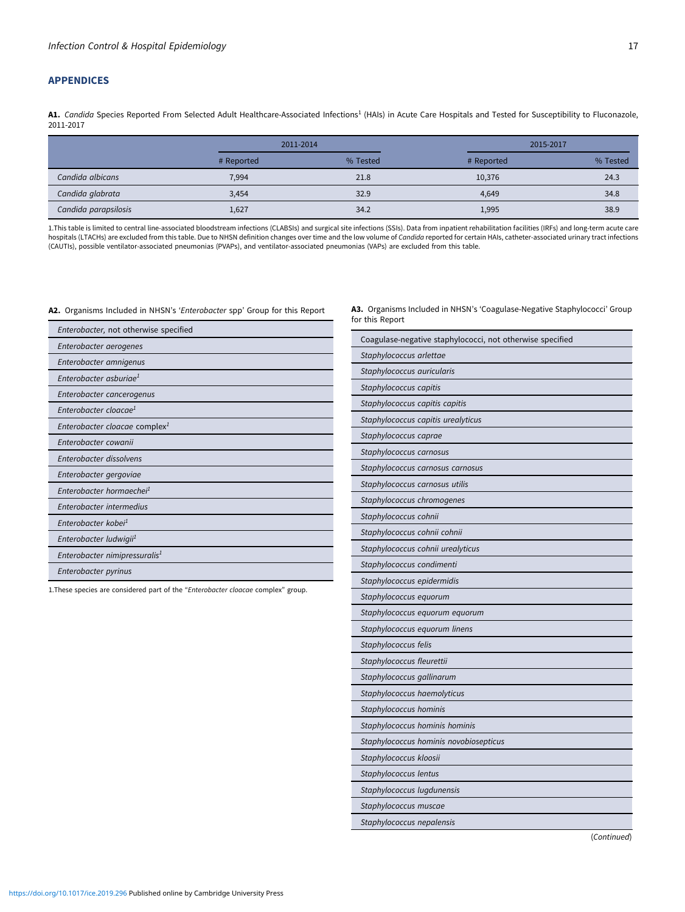## APPENDICES

**A1.** *Candida* Species Reported From Selected Adult Healthcare-Associated Infections[1] (HAIs) in Acute Care Hospitals and Tested for Susceptibility to Fluconazole, 2011-2017

| | 2011-2014 | | 2015-2017 | |
|---|---|---|---|---|
| | # Reported | % Tested | # Reported | % Tested |
| *Candida albicans* | 7,994 | 21.8 | 10,376 | 24.3 |
| *Candida glabrata* | 3,454 | 32.9 | 4,649 | 34.8 |
| *Candida parapsilosis* | 1,627 | 34.2 | 1,995 | 38.9 |

1.This table is limited to central line-associated bloodstream infections (CLABSIs) and surgical site infections (SSIs). Data from inpatient rehabilitation facilities (IRFs) and long-term acute care hospitals (LTACHs) are excluded from this table. Due to NHSN definition changes over time and the low volume of *Candida* reported for certain HAIs, catheter-associated urinary tract infections (CAUTIs), possible ventilator-associated pneumonias (PVAPs), and ventilator-associated pneumonias (VAPs) are excluded from this table.

**A2.** Organisms Included in NHSN's '*Enterobacter* spp' Group for this Report

| |
|---|
| *Enterobacter,* not otherwise specified |
| *Enterobacter aerogenes* |
| *Enterobacter amnigenus* |
| *Enterobacter asburiae*[1] |
| *Enterobacter cancerogenus* |
| *Enterobacter cloacae*[1] |
| *Enterobacter cloacae* complex[1] |
| *Enterobacter cowanii* |
| *Enterobacter dissolvens* |
| *Enterobacter gergoviae* |
| *Enterobacter hormaechei*[1] |
| *Enterobacter intermedius* |
| *Enterobacter kobei*[1] |
| *Enterobacter ludwigii*[1] |
| *Enterobacter nimipressuralis*[1] |
| *Enterobacter pyrinus* |

1.These species are considered part of the "*Enterobacter cloacae* complex" group.

**A3.** Organisms Included in NHSN's 'Coagulase-Negative Staphylococci' Group for this Report

| |
|---|
| Coagulase-negative staphylococci, not otherwise specified |
| *Staphylococcus arlettae* |
| *Staphylococcus auricularis* |
| *Staphylococcus capitis* |
| *Staphylococcus capitis capitis* |
| *Staphylococcus capitis urealyticus* |
| *Staphylococcus caprae* |
| *Staphylococcus carnosus* |
| *Staphylococcus carnosus carnosus* |
| *Staphylococcus carnosus utilis* |
| *Staphylococcus chromogenes* |
| *Staphylococcus cohnii* |
| *Staphylococcus cohnii cohnii* |
| *Staphylococcus cohnii urealyticus* |
| *Staphylococcus condimenti* |
| *Staphylococcus epidermidis* |
| *Staphylococcus equorum* |
| *Staphylococcus equorum equorum* |
| *Staphylococcus equorum linens* |
| *Staphylococcus felis* |
| *Staphylococcus fleurettii* |
| *Staphylococcus gallinarum* |
| *Staphylococcus haemolyticus* |
| *Staphylococcus hominis* |
| *Staphylococcus hominis hominis* |
| *Staphylococcus hominis novobiosepticus* |
| *Staphylococcus kloosii* |
| *Staphylococcus lentus* |
| *Staphylococcus lugdunensis* |
| *Staphylococcus muscae* |
| *Staphylococcus nepalensis* |

(*Continued*)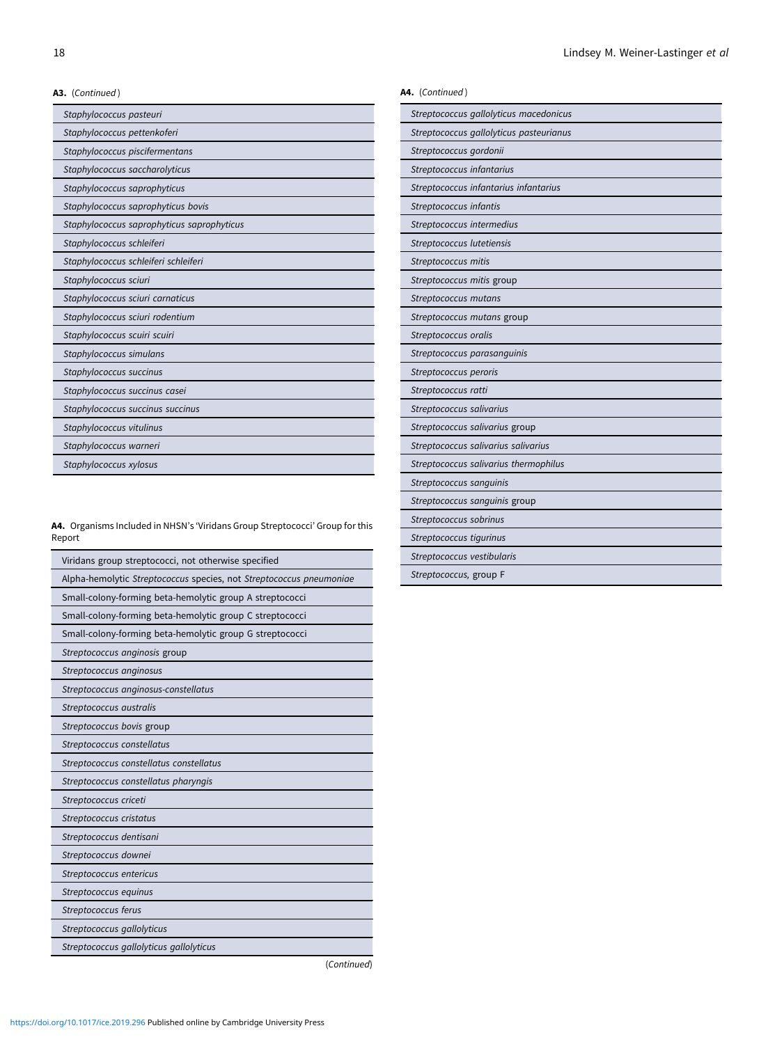**A3.** (*Continued*)

| |
|---|
| *Staphylococcus pasteuri* |
| *Staphylococcus pettenkoferi* |
| *Staphylococcus piscifermentans* |
| *Staphylococcus saccharolyticus* |
| *Staphylococcus saprophyticus* |
| *Staphylococcus saprophyticus bovis* |
| *Staphylococcus saprophyticus saprophyticus* |
| *Staphylococcus schleiferi* |
| *Staphylococcus schleiferi schleiferi* |
| *Staphylococcus sciuri* |
| *Staphylococcus sciuri carnaticus* |
| *Staphylococcus sciuri rodentium* |
| *Staphylococcus scuiri scuiri* |
| *Staphylococcus simulans* |
| *Staphylococcus succinus* |
| *Staphylococcus succinus casei* |
| *Staphylococcus succinus succinus* |
| *Staphylococcus vitulinus* |
| *Staphylococcus warneri* |
| *Staphylococcus xylosus* |

**A4.** Organisms Included in NHSN's 'Viridans Group Streptococci' Group for this Report

| |
|---|
| Viridans group streptococci, not otherwise specified |
| Alpha-hemolytic *Streptococcus* species, not *Streptococcus pneumoniae* |
| Small-colony-forming beta-hemolytic group A streptococci |
| Small-colony-forming beta-hemolytic group C streptococci |
| Small-colony-forming beta-hemolytic group G streptococci |
| *Streptococcus anginosis* group |
| *Streptococcus anginosus* |
| *Streptococcus anginosus-constellatus* |
| *Streptococcus australis* |
| *Streptococcus bovis* group |
| *Streptococcus constellatus* |
| *Streptococcus constellatus constellatus* |
| *Streptococcus constellatus pharyngis* |
| *Streptococcus criceti* |
| *Streptococcus cristatus* |
| *Streptococcus dentisani* |
| *Streptococcus downei* |
| *Streptococcus entericus* |
| *Streptococcus equinus* |
| *Streptococcus ferus* |
| *Streptococcus gallolyticus* |
| *Streptococcus gallolyticus gallolyticus* |
| *Streptococcus gallolyticus macedonicus* |
| *Streptococcus gallolyticus pasteurianus* |
| *Streptococcus gordonii* |
| *Streptococcus infantarius* |
| *Streptococcus infantarius infantarius* |
| *Streptococcus infantis* |
| *Streptococcus intermedius* |
| *Streptococcus lutetiensis* |
| *Streptococcus mitis* |
| *Streptococcus mitis* group |
| *Streptococcus mutans* |
| *Streptococcus mutans* group |
| *Streptococcus oralis* |
| *Streptococcus parasanguinis* |
| *Streptococcus peroris* |
| *Streptococcus ratti* |
| *Streptococcus salivarius* |
| *Streptococcus salivarius* group |
| *Streptococcus salivarius salivarius* |
| *Streptococcus salivarius thermophilus* |
| *Streptococcus sanguinis* |
| *Streptococcus sanguinis* group |
| *Streptococcus sobrinus* |
| *Streptococcus tigurinus* |
| *Streptococcus vestibularis* |
| *Streptococcus*, group F |